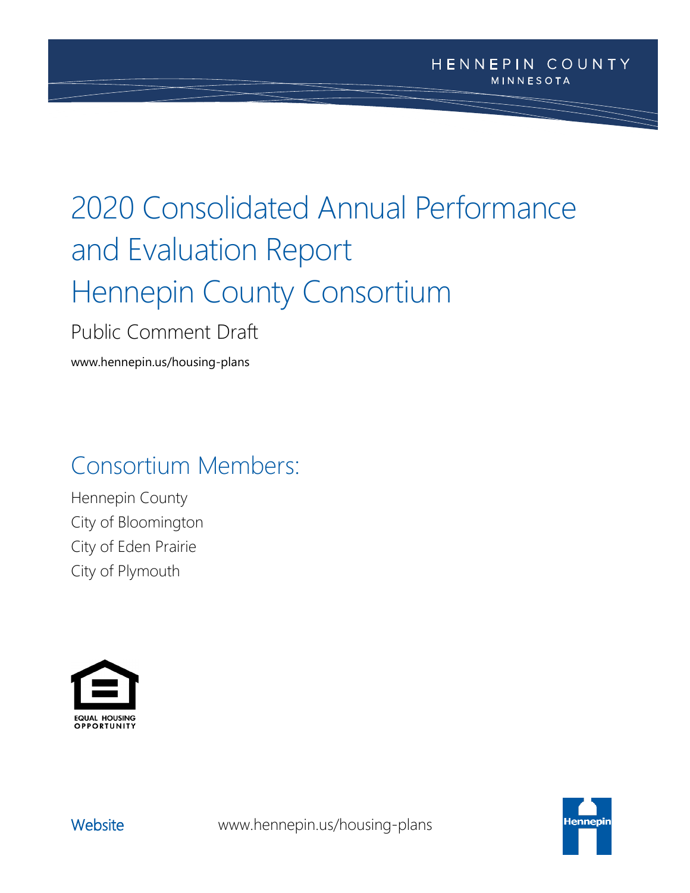HENNEPIN COUNTY
MINNESOTA

# 2020 Consolidated Annual Performance and Evaluation Report Hennepin County Consortium

Public Comment Draft

www.hennepin.us/housing-plans

## Consortium Members:

Hennepin County
City of Bloomington
City of Eden Prairie
City of Plymouth

EQUAL HOUSING OPPORTUNITY

Website www.hennepin.us/housing-plans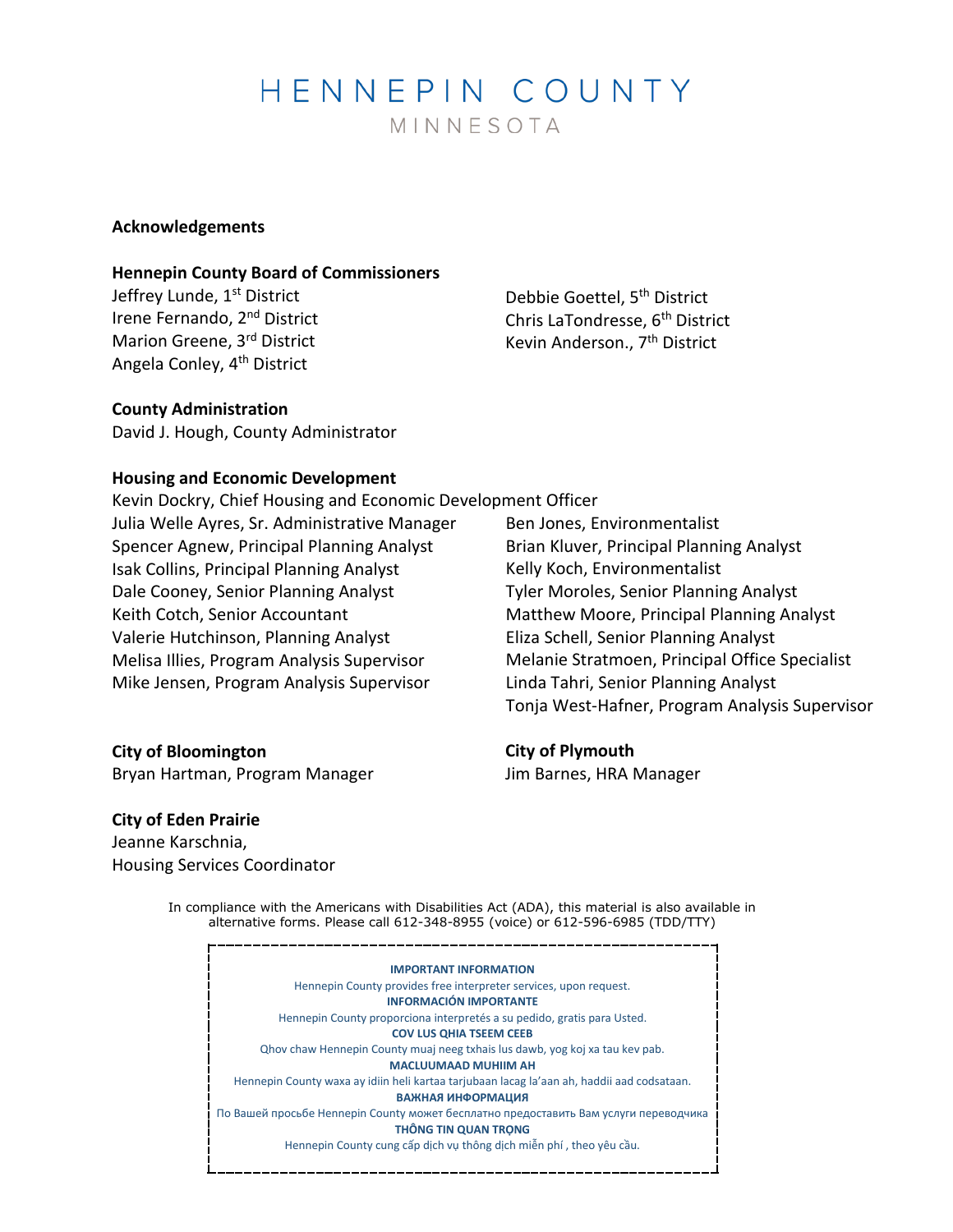# HENNEPIN COUNTY

MINNESOTA

## Acknowledgements

### Hennepin County Board of Commissioners

Jeffrey Lunde, 1st District
Irene Fernando, 2nd District
Marion Greene, 3rd District
Angela Conley, 4th District
Debbie Goettel, 5th District
Chris LaTondresse, 6th District
Kevin Anderson., 7th District

### County Administration

David J. Hough, County Administrator

### Housing and Economic Development

Kevin Dockry, Chief Housing and Economic Development Officer
Julia Welle Ayres, Sr. Administrative Manager
Spencer Agnew, Principal Planning Analyst
Isak Collins, Principal Planning Analyst
Dale Cooney, Senior Planning Analyst
Keith Cotch, Senior Accountant
Valerie Hutchinson, Planning Analyst
Melisa Illies, Program Analysis Supervisor
Mike Jensen, Program Analysis Supervisor
Ben Jones, Environmentalist
Brian Kluver, Principal Planning Analyst
Kelly Koch, Environmentalist
Tyler Moroles, Senior Planning Analyst
Matthew Moore, Principal Planning Analyst
Eliza Schell, Senior Planning Analyst
Melanie Stratmoen, Principal Office Specialist
Linda Tahri, Senior Planning Analyst
Tonja West-Hafner, Program Analysis Supervisor

### City of Bloomington

Bryan Hartman, Program Manager

### City of Plymouth

Jim Barnes, HRA Manager

### City of Eden Prairie

Jeanne Karschnia,
Housing Services Coordinator

In compliance with the Americans with Disabilities Act (ADA), this material is also available in alternative forms. Please call 612-348-8955 (voice) or 612-596-6985 (TDD/TTY)

**IMPORTANT INFORMATION**
Hennepin County provides free interpreter services, upon request.
**INFORMACIÓN IMPORTANTE**
Hennepin County proporciona interpretés a su pedido, gratis para Usted.
**COV LUS QHIA TSEEM CEEB**
Qhov chaw Hennepin County muaj neeg txhais lus dawb, yog koj xa tau kev pab.
**MACLUUMAAD MUHIIM AH**
Hennepin County waxa ay idiin heli kartaa tarjubaan lacag la'aan ah, haddii aad codsataan.
**ВАЖНАЯ ИНФОРМАЦИЯ**
По Вашей просьбе Hennepin County может бесплатно предоставить Вам услуги переводчика
**THÔNG TIN QUAN TRỌNG**
Hennepin County cung cấp dịch vụ thông dịch miễn phí , theo yêu cầu.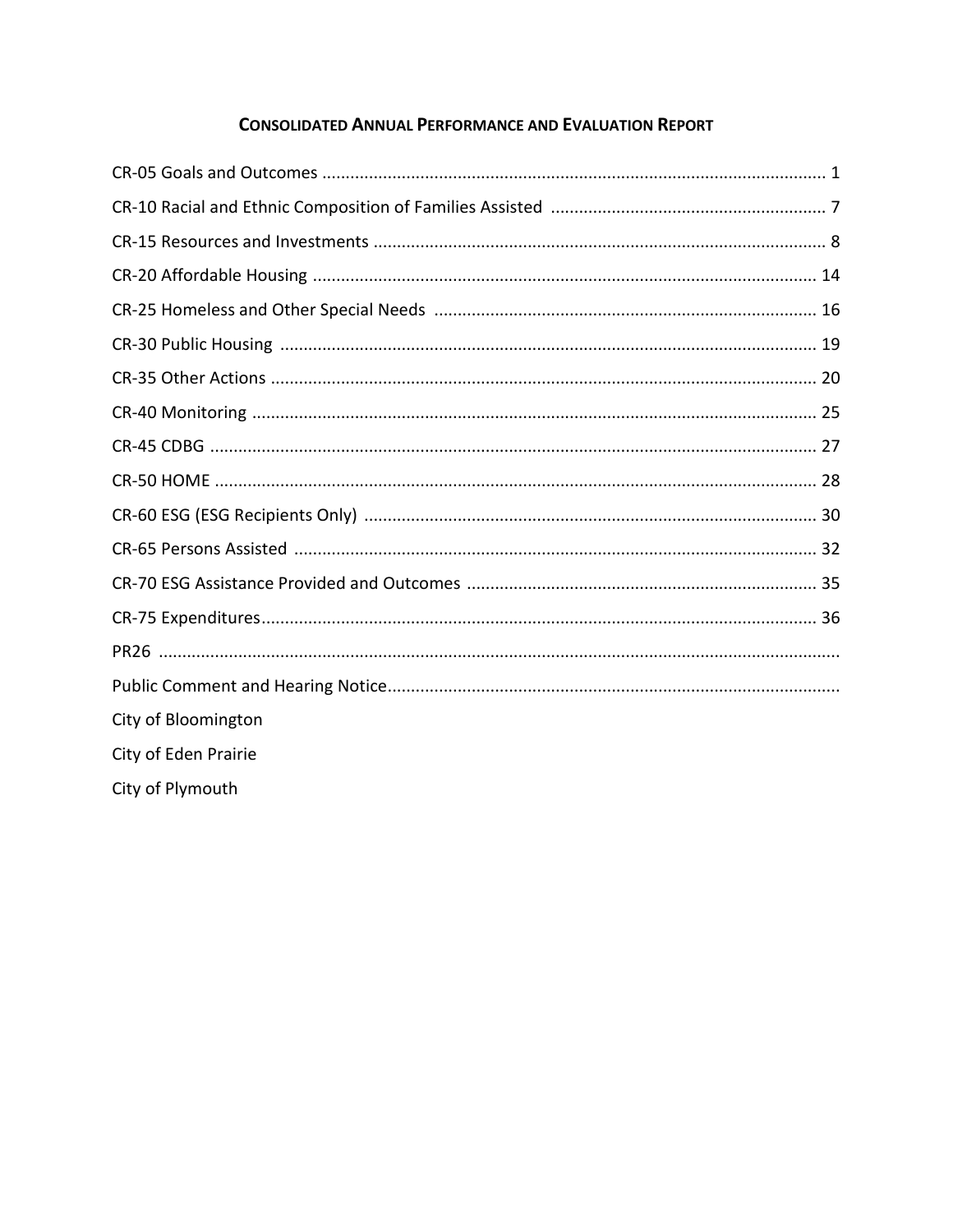# CONSOLIDATED ANNUAL PERFORMANCE AND EVALUATION REPORT

CR-05 Goals and Outcomes ........................................................................................................... 1

CR-10 Racial and Ethnic Composition of Families Assisted ........................................................... 7

CR-15 Resources and Investments ................................................................................................ 8

CR-20 Affordable Housing ........................................................................................................... 14

CR-25 Homeless and Other Special Needs ................................................................................. 16

CR-30 Public Housing ................................................................................................................. 19

CR-35 Other Actions ................................................................................................................... 20

CR-40 Monitoring ....................................................................................................................... 25

CR-45 CDBG ................................................................................................................................ 27

CR-50 HOME ............................................................................................................................... 28

CR-60 ESG (ESG Recipients Only) ................................................................................................ 30

CR-65 Persons Assisted ............................................................................................................... 32

CR-70 ESG Assistance Provided and Outcomes .......................................................................... 35

CR-75 Expenditures..................................................................................................................... 36

PR26 ..............................................................................................................................................

Public Comment and Hearing Notice...............................................................................................

City of Bloomington

City of Eden Prairie

City of Plymouth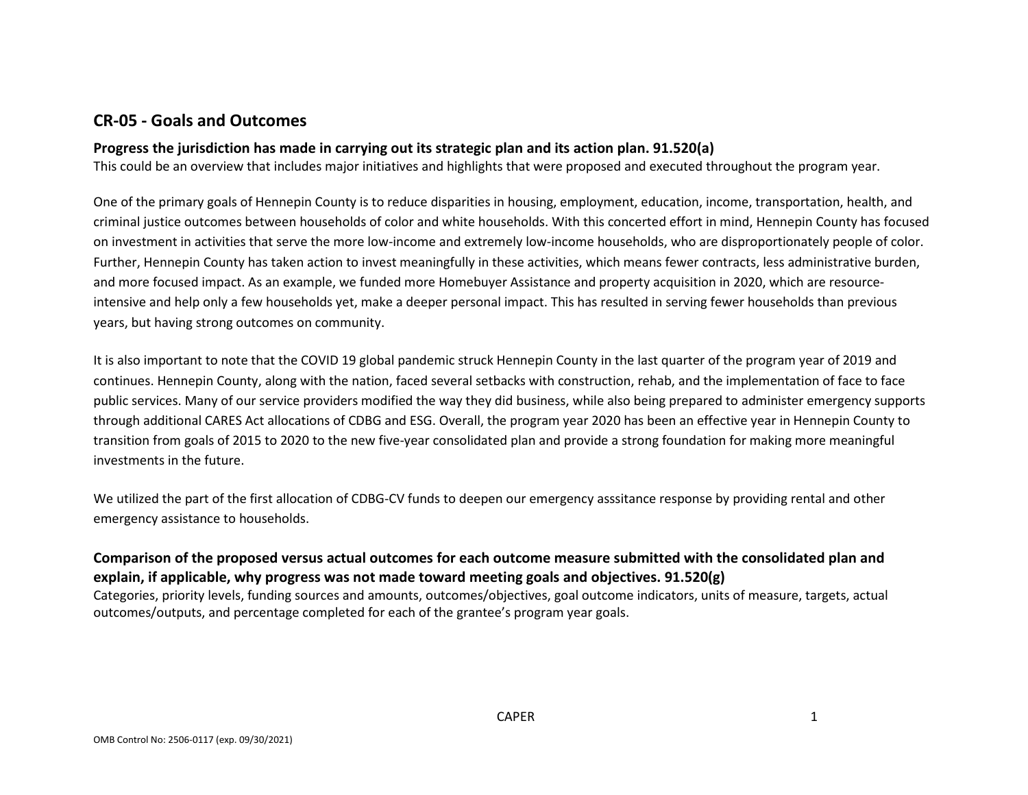## CR-05 - Goals and Outcomes

### Progress the jurisdiction has made in carrying out its strategic plan and its action plan. 91.520(a)

This could be an overview that includes major initiatives and highlights that were proposed and executed throughout the program year.

One of the primary goals of Hennepin County is to reduce disparities in housing, employment, education, income, transportation, health, and criminal justice outcomes between households of color and white households. With this concerted effort in mind, Hennepin County has focused on investment in activities that serve the more low-income and extremely low-income households, who are disproportionately people of color. Further, Hennepin County has taken action to invest meaningfully in these activities, which means fewer contracts, less administrative burden, and more focused impact. As an example, we funded more Homebuyer Assistance and property acquisition in 2020, which are resource-intensive and help only a few households yet, make a deeper personal impact. This has resulted in serving fewer households than previous years, but having strong outcomes on community.

It is also important to note that the COVID 19 global pandemic struck Hennepin County in the last quarter of the program year of 2019 and continues. Hennepin County, along with the nation, faced several setbacks with construction, rehab, and the implementation of face to face public services. Many of our service providers modified the way they did business, while also being prepared to administer emergency supports through additional CARES Act allocations of CDBG and ESG. Overall, the program year 2020 has been an effective year in Hennepin County to transition from goals of 2015 to 2020 to the new five-year consolidated plan and provide a strong foundation for making more meaningful investments in the future.

We utilized the part of the first allocation of CDBG-CV funds to deepen our emergency asssitance response by providing rental and other emergency assistance to households.

### Comparison of the proposed versus actual outcomes for each outcome measure submitted with the consolidated plan and explain, if applicable, why progress was not made toward meeting goals and objectives. 91.520(g)

Categories, priority levels, funding sources and amounts, outcomes/objectives, goal outcome indicators, units of measure, targets, actual outcomes/outputs, and percentage completed for each of the grantee's program year goals.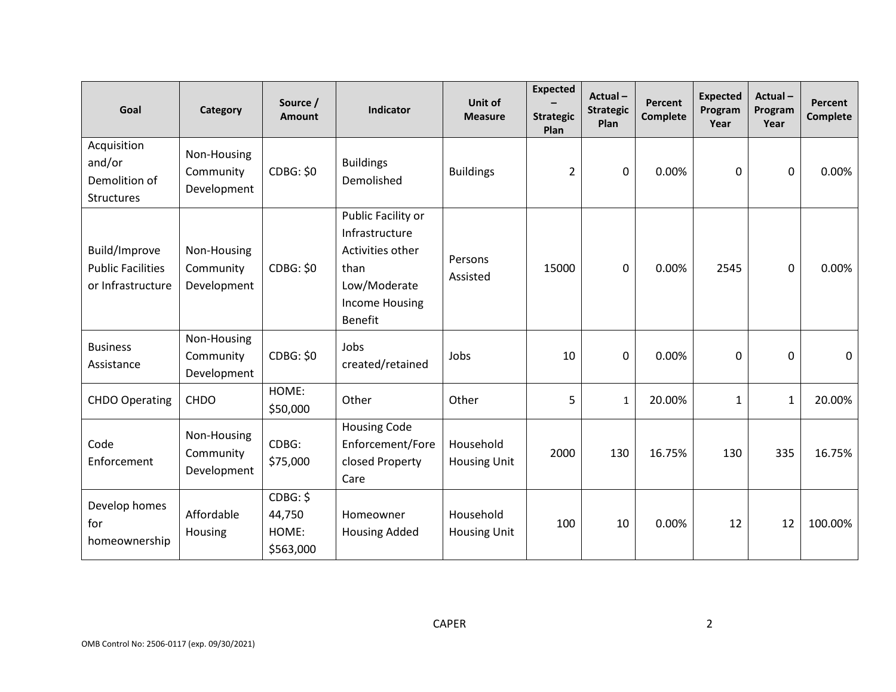| Goal | Category | Source / Amount | Indicator | Unit of Measure | Expected – Strategic Plan | Actual – Strategic Plan | Percent Complete | Expected Program Year | Actual – Program Year | Percent Complete |
|---|---|---|---|---|---|---|---|---|---|---|
| Acquisition and/or Demolition of Structures | Non-Housing Community Development | CDBG: $0 | Buildings Demolished | Buildings | 2 | 0 | 0.00% | 0 | 0 | 0.00% |
| Build/Improve Public Facilities or Infrastructure | Non-Housing Community Development | CDBG: $0 | Public Facility or Infrastructure Activities other than Low/Moderate Income Housing Benefit | Persons Assisted | 15000 | 0 | 0.00% | 2545 | 0 | 0.00% |
| Business Assistance | Non-Housing Community Development | CDBG: $0 | Jobs created/retained | Jobs | 10 | 0 | 0.00% | 0 | 0 | 0 |
| CHDO Operating | CHDO | HOME: $50,000 | Other | Other | 5 | 1 | 20.00% | 1 | 1 | 20.00% |
| Code Enforcement | Non-Housing Community Development | CDBG: $75,000 | Housing Code Enforcement/Foreclosed Property Care | Household Housing Unit | 2000 | 130 | 16.75% | 130 | 335 | 16.75% |
| Develop homes for homeownership | Affordable Housing | CDBG: $ 44,750 HOME: $563,000 | Homeowner Housing Added | Household Housing Unit | 100 | 10 | 0.00% | 12 | 12 | 100.00% |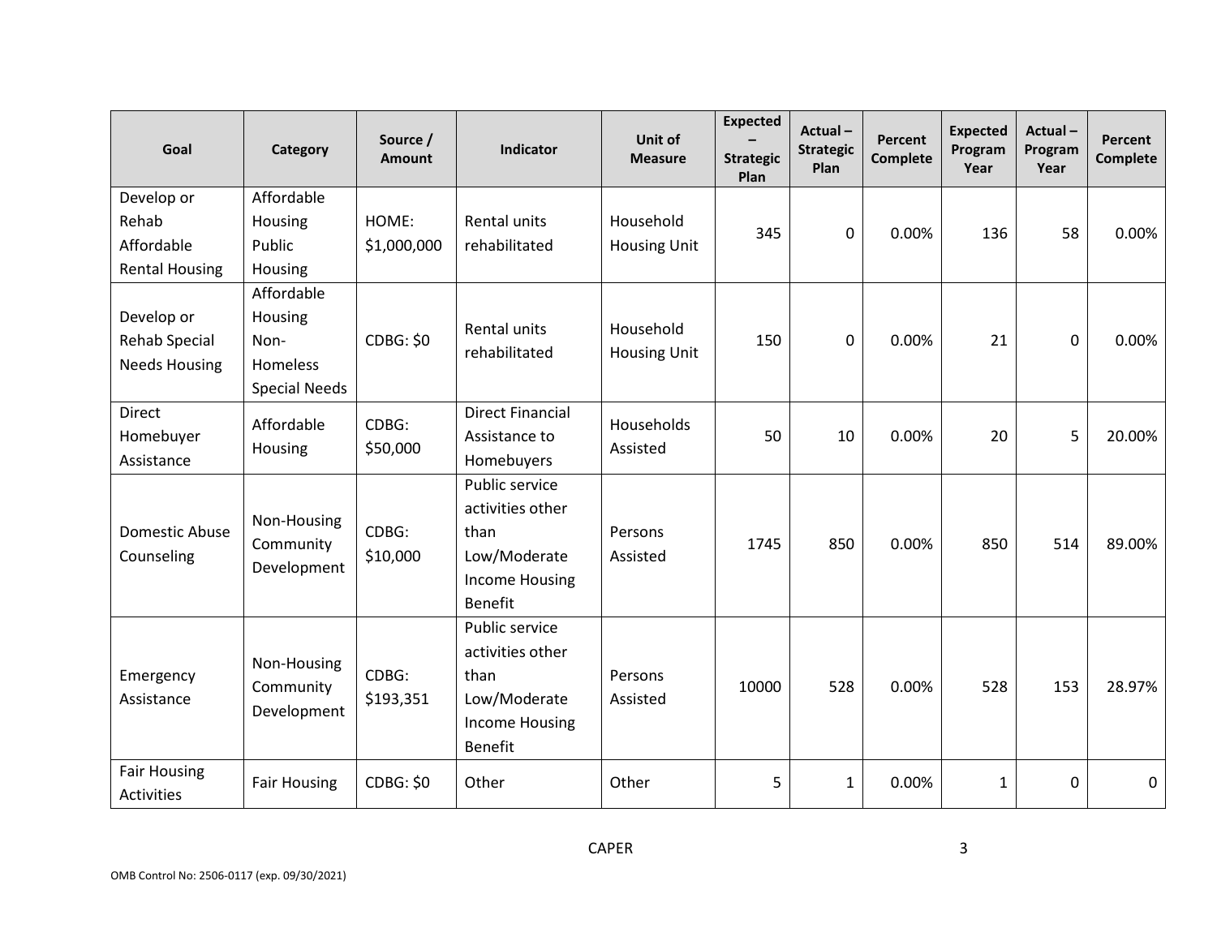| Goal | Category | Source / Amount | Indicator | Unit of Measure | Expected – Strategic Plan | Actual – Strategic Plan | Percent Complete | Expected Program Year | Actual – Program Year | Percent Complete |
|---|---|---|---|---|---|---|---|---|---|---|
| Develop or Rehab Affordable Rental Housing | Affordable Housing Public Housing | HOME: $1,000,000 | Rental units rehabilitated | Household Housing Unit | 345 | 0 | 0.00% | 136 | 58 | 0.00% |
| Develop or Rehab Special Needs Housing | Affordable Housing Non-Homeless Special Needs | CDBG: $0 | Rental units rehabilitated | Household Housing Unit | 150 | 0 | 0.00% | 21 | 0 | 0.00% |
| Direct Homebuyer Assistance | Affordable Housing | CDBG: $50,000 | Direct Financial Assistance to Homebuyers | Households Assisted | 50 | 10 | 0.00% | 20 | 5 | 20.00% |
| Domestic Abuse Counseling | Non-Housing Community Development | CDBG: $10,000 | Public service activities other than Low/Moderate Income Housing Benefit | Persons Assisted | 1745 | 850 | 0.00% | 850 | 514 | 89.00% |
| Emergency Assistance | Non-Housing Community Development | CDBG: $193,351 | Public service activities other than Low/Moderate Income Housing Benefit | Persons Assisted | 10000 | 528 | 0.00% | 528 | 153 | 28.97% |
| Fair Housing Activities | Fair Housing | CDBG: $0 | Other | Other | 5 | 1 | 0.00% | 1 | 0 | 0 |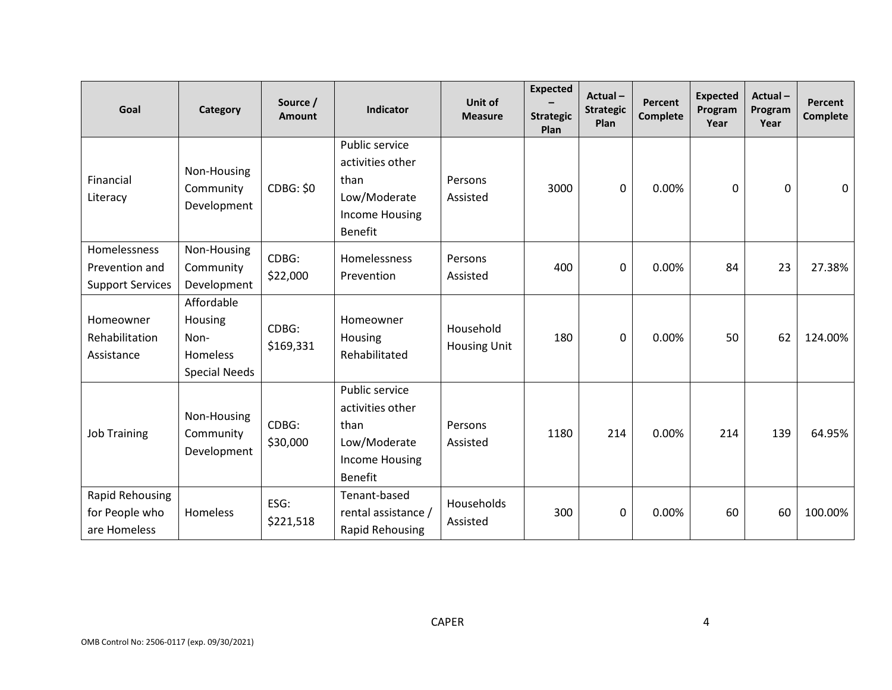| Goal | Category | Source / Amount | Indicator | Unit of Measure | Expected – Strategic Plan | Actual – Strategic Plan | Percent Complete | Expected Program Year | Actual – Program Year | Percent Complete |
|---|---|---|---|---|---|---|---|---|---|---|
| Financial Literacy | Non-Housing Community Development | CDBG: $0 | Public service activities other than Low/Moderate Income Housing Benefit | Persons Assisted | 3000 | 0 | 0.00% | 0 | 0 | 0 |
| Homelessness Prevention and Support Services | Non-Housing Community Development | CDBG: $22,000 | Homelessness Prevention | Persons Assisted | 400 | 0 | 0.00% | 84 | 23 | 27.38% |
| Homeowner Rehabilitation Assistance | Affordable Housing Non-Homeless Special Needs | CDBG: $169,331 | Homeowner Housing Rehabilitated | Household Housing Unit | 180 | 0 | 0.00% | 50 | 62 | 124.00% |
| Job Training | Non-Housing Community Development | CDBG: $30,000 | Public service activities other than Low/Moderate Income Housing Benefit | Persons Assisted | 1180 | 214 | 0.00% | 214 | 139 | 64.95% |
| Rapid Rehousing for People who are Homeless | Homeless | ESG: $221,518 | Tenant-based rental assistance / Rapid Rehousing | Households Assisted | 300 | 0 | 0.00% | 60 | 60 | 100.00% |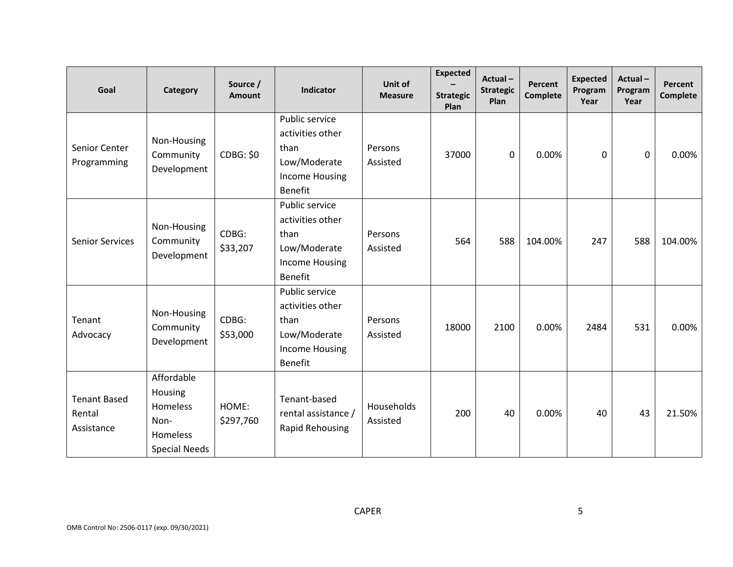| Goal | Category | Source / Amount | Indicator | Unit of Measure | Expected – Strategic Plan | Actual – Strategic Plan | Percent Complete | Expected Program Year | Actual – Program Year | Percent Complete |
|---|---|---|---|---|---|---|---|---|---|---|
| Senior Center Programming | Non-Housing Community Development | CDBG: $0 | Public service activities other than Low/Moderate Income Housing Benefit | Persons Assisted | 37000 | 0 | 0.00% | 0 | 0 | 0.00% |
| Senior Services | Non-Housing Community Development | CDBG: $33,207 | Public service activities other than Low/Moderate Income Housing Benefit | Persons Assisted | 564 | 588 | 104.00% | 247 | 588 | 104.00% |
| Tenant Advocacy | Non-Housing Community Development | CDBG: $53,000 | Public service activities other than Low/Moderate Income Housing Benefit | Persons Assisted | 18000 | 2100 | 0.00% | 2484 | 531 | 0.00% |
| Tenant Based Rental Assistance | Affordable Housing Homeless Non-Homeless Special Needs | HOME: $297,760 | Tenant-based rental assistance / Rapid Rehousing | Households Assisted | 200 | 40 | 0.00% | 40 | 43 | 21.50% |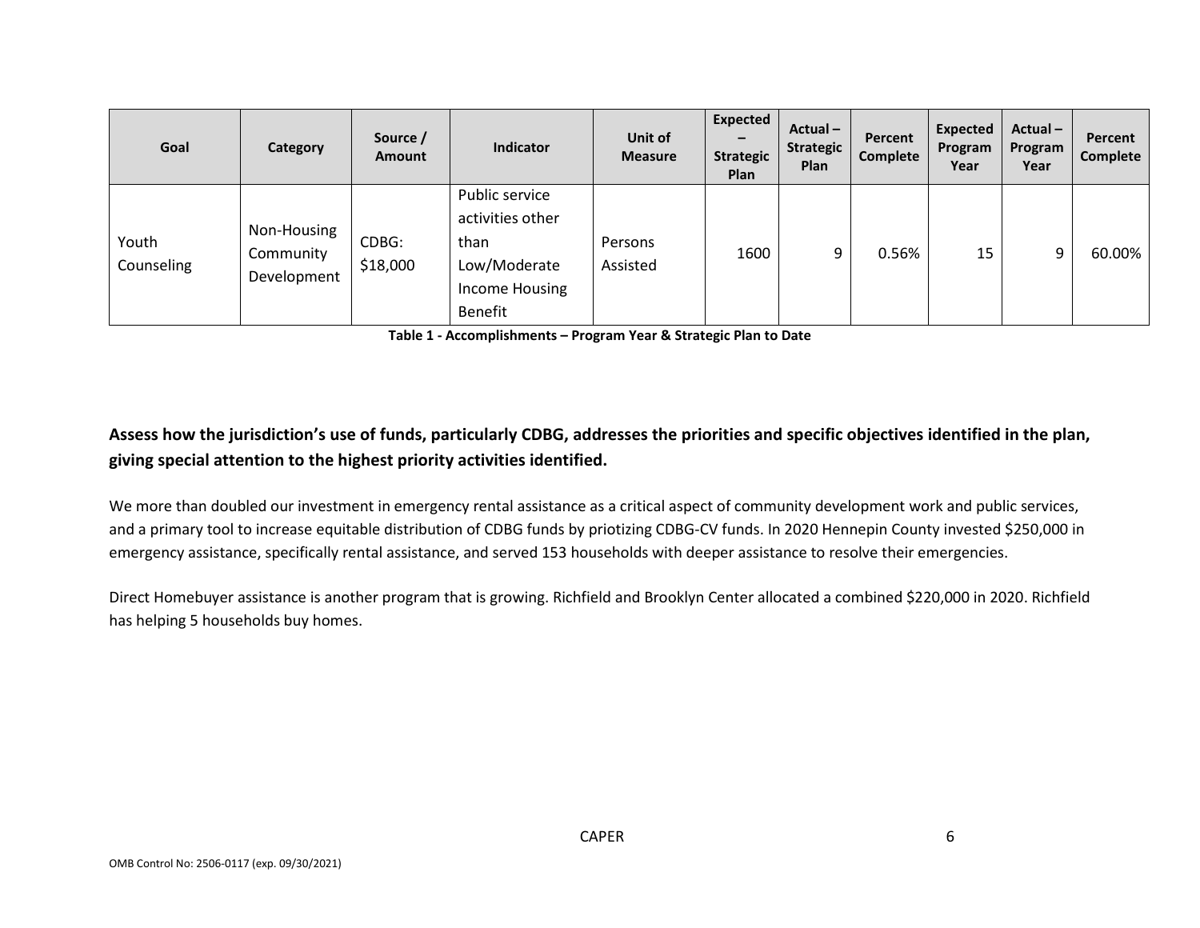| Goal | Category | Source / Amount | Indicator | Unit of Measure | Expected – Strategic Plan | Actual – Strategic Plan | Percent Complete | Expected Program Year | Actual – Program Year | Percent Complete |
|---|---|---|---|---|---|---|---|---|---|---|
| Youth Counseling | Non-Housing Community Development | CDBG: $18,000 | Public service activities other than Low/Moderate Income Housing Benefit | Persons Assisted | 1600 | 9 | 0.56% | 15 | 9 | 60.00% |

**Table 1 - Accomplishments – Program Year & Strategic Plan to Date**

**Assess how the jurisdiction's use of funds, particularly CDBG, addresses the priorities and specific objectives identified in the plan, giving special attention to the highest priority activities identified.**

We more than doubled our investment in emergency rental assistance as a critical aspect of community development work and public services, and a primary tool to increase equitable distribution of CDBG funds by priotizing CDBG-CV funds. In 2020 Hennepin County invested $250,000 in emergency assistance, specifically rental assistance, and served 153 households with deeper assistance to resolve their emergencies.

Direct Homebuyer assistance is another program that is growing. Richfield and Brooklyn Center allocated a combined $220,000 in 2020. Richfield has helping 5 households buy homes.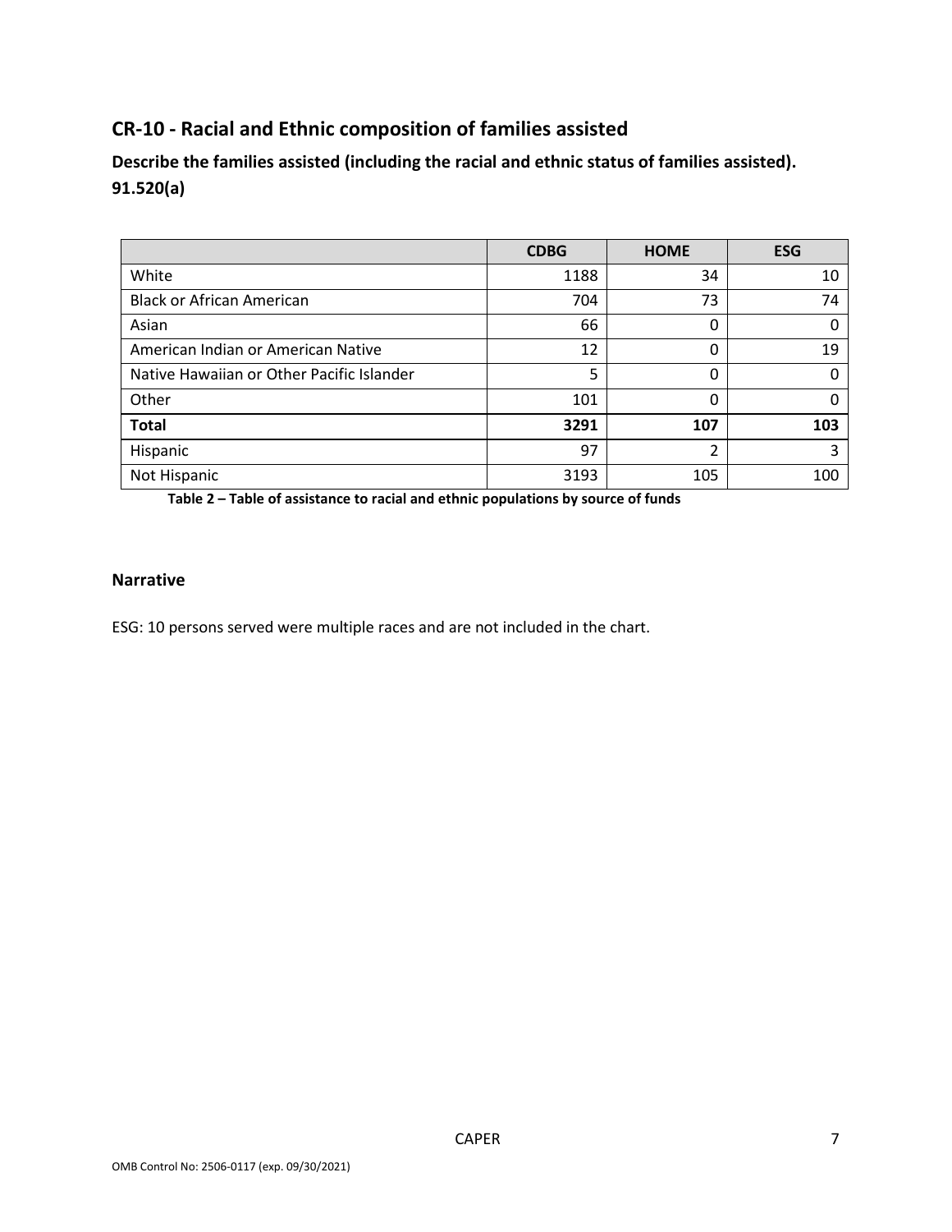## CR-10 - Racial and Ethnic composition of families assisted

**Describe the families assisted (including the racial and ethnic status of families assisted). 91.520(a)**

| | CDBG | HOME | ESG |
|---|---|---|---|
| White | 1188 | 34 | 10 |
| Black or African American | 704 | 73 | 74 |
| Asian | 66 | 0 | 0 |
| American Indian or American Native | 12 | 0 | 19 |
| Native Hawaiian or Other Pacific Islander | 5 | 0 | 0 |
| Other | 101 | 0 | 0 |
| **Total** | **3291** | **107** | **103** |
| Hispanic | 97 | 2 | 3 |
| Not Hispanic | 3193 | 105 | 100 |

**Table 2 – Table of assistance to racial and ethnic populations by source of funds**

### Narrative

ESG: 10 persons served were multiple races and are not included in the chart.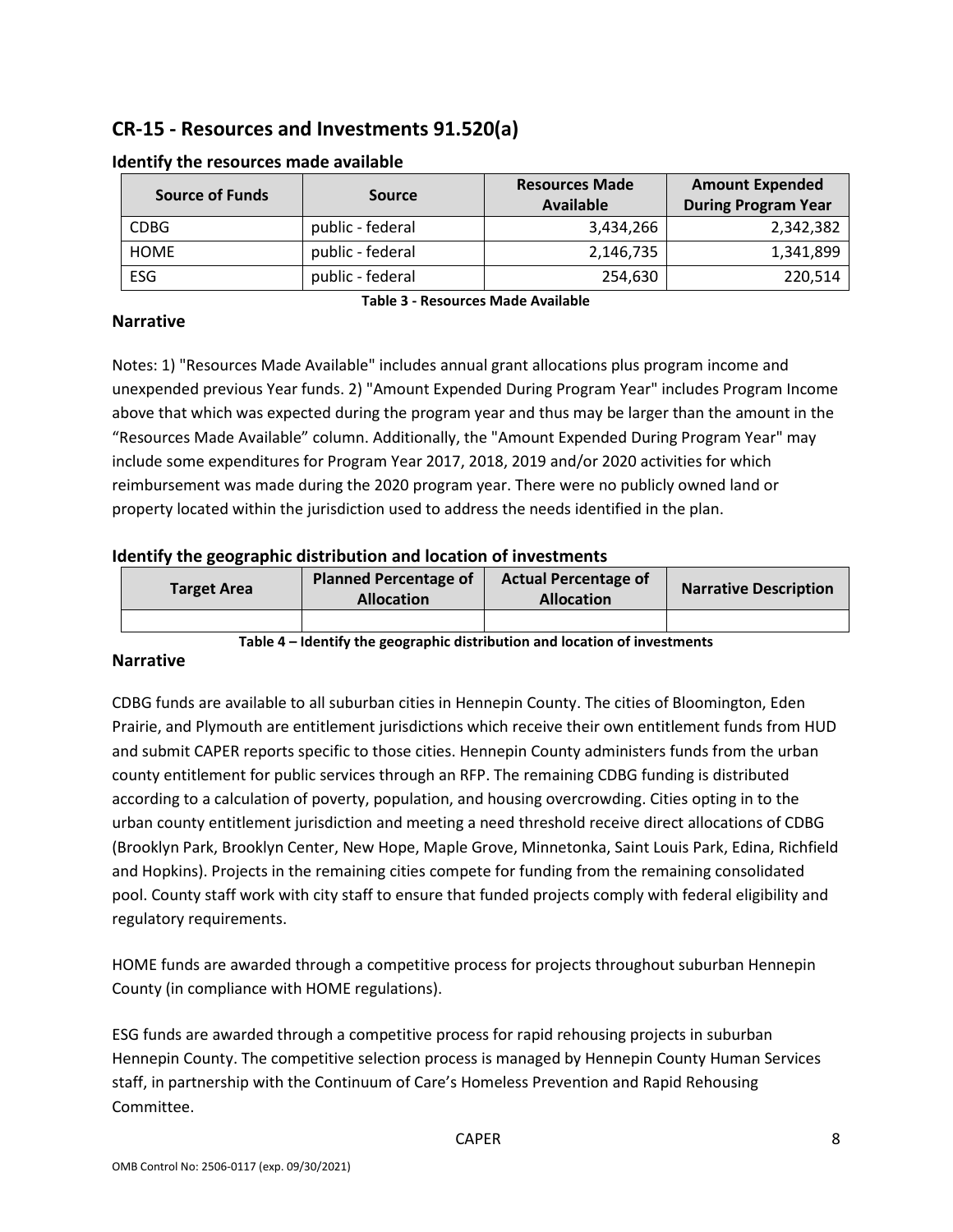## CR-15 - Resources and Investments 91.520(a)

### Identify the resources made available

| Source of Funds | Source | Resources Made Available | Amount Expended During Program Year |
|---|---|---|---|
| CDBG | public - federal | 3,434,266 | 2,342,382 |
| HOME | public - federal | 2,146,735 | 1,341,899 |
| ESG | public - federal | 254,630 | 220,514 |

**Table 3 - Resources Made Available**

### Narrative

Notes: 1) "Resources Made Available" includes annual grant allocations plus program income and unexpended previous Year funds. 2) "Amount Expended During Program Year" includes Program Income above that which was expected during the program year and thus may be larger than the amount in the "Resources Made Available" column. Additionally, the "Amount Expended During Program Year" may include some expenditures for Program Year 2017, 2018, 2019 and/or 2020 activities for which reimbursement was made during the 2020 program year. There were no publicly owned land or property located within the jurisdiction used to address the needs identified in the plan.

### Identify the geographic distribution and location of investments

| Target Area | Planned Percentage of Allocation | Actual Percentage of Allocation | Narrative Description |
|---|---|---|---|
| | | | |

**Table 4 – Identify the geographic distribution and location of investments**

### Narrative

CDBG funds are available to all suburban cities in Hennepin County. The cities of Bloomington, Eden Prairie, and Plymouth are entitlement jurisdictions which receive their own entitlement funds from HUD and submit CAPER reports specific to those cities. Hennepin County administers funds from the urban county entitlement for public services through an RFP. The remaining CDBG funding is distributed according to a calculation of poverty, population, and housing overcrowding. Cities opting in to the urban county entitlement jurisdiction and meeting a need threshold receive direct allocations of CDBG (Brooklyn Park, Brooklyn Center, New Hope, Maple Grove, Minnetonka, Saint Louis Park, Edina, Richfield and Hopkins). Projects in the remaining cities compete for funding from the remaining consolidated pool. County staff work with city staff to ensure that funded projects comply with federal eligibility and regulatory requirements.

HOME funds are awarded through a competitive process for projects throughout suburban Hennepin County (in compliance with HOME regulations).

ESG funds are awarded through a competitive process for rapid rehousing projects in suburban Hennepin County. The competitive selection process is managed by Hennepin County Human Services staff, in partnership with the Continuum of Care's Homeless Prevention and Rapid Rehousing Committee.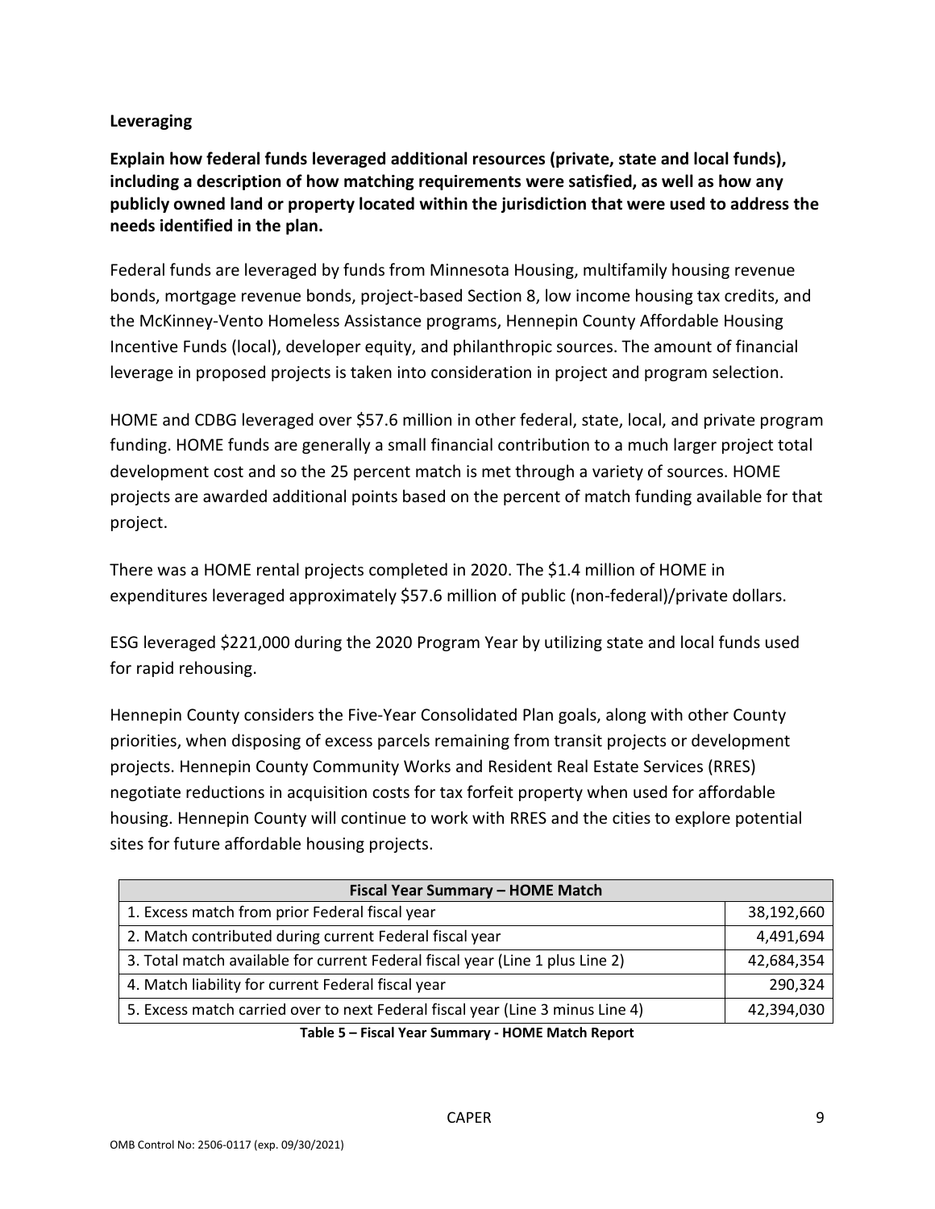**Leveraging**

**Explain how federal funds leveraged additional resources (private, state and local funds), including a description of how matching requirements were satisfied, as well as how any publicly owned land or property located within the jurisdiction that were used to address the needs identified in the plan.**

Federal funds are leveraged by funds from Minnesota Housing, multifamily housing revenue bonds, mortgage revenue bonds, project-based Section 8, low income housing tax credits, and the McKinney-Vento Homeless Assistance programs, Hennepin County Affordable Housing Incentive Funds (local), developer equity, and philanthropic sources. The amount of financial leverage in proposed projects is taken into consideration in project and program selection.

HOME and CDBG leveraged over $57.6 million in other federal, state, local, and private program funding. HOME funds are generally a small financial contribution to a much larger project total development cost and so the 25 percent match is met through a variety of sources. HOME projects are awarded additional points based on the percent of match funding available for that project.

There was a HOME rental projects completed in 2020. The $1.4 million of HOME in expenditures leveraged approximately $57.6 million of public (non-federal)/private dollars.

ESG leveraged $221,000 during the 2020 Program Year by utilizing state and local funds used for rapid rehousing.

Hennepin County considers the Five-Year Consolidated Plan goals, along with other County priorities, when disposing of excess parcels remaining from transit projects or development projects. Hennepin County Community Works and Resident Real Estate Services (RRES) negotiate reductions in acquisition costs for tax forfeit property when used for affordable housing. Hennepin County will continue to work with RRES and the cities to explore potential sites for future affordable housing projects.

| Fiscal Year Summary – HOME Match | |
|---|---|
| 1. Excess match from prior Federal fiscal year | 38,192,660 |
| 2. Match contributed during current Federal fiscal year | 4,491,694 |
| 3. Total match available for current Federal fiscal year (Line 1 plus Line 2) | 42,684,354 |
| 4. Match liability for current Federal fiscal year | 290,324 |
| 5. Excess match carried over to next Federal fiscal year (Line 3 minus Line 4) | 42,394,030 |

**Table 5 – Fiscal Year Summary - HOME Match Report**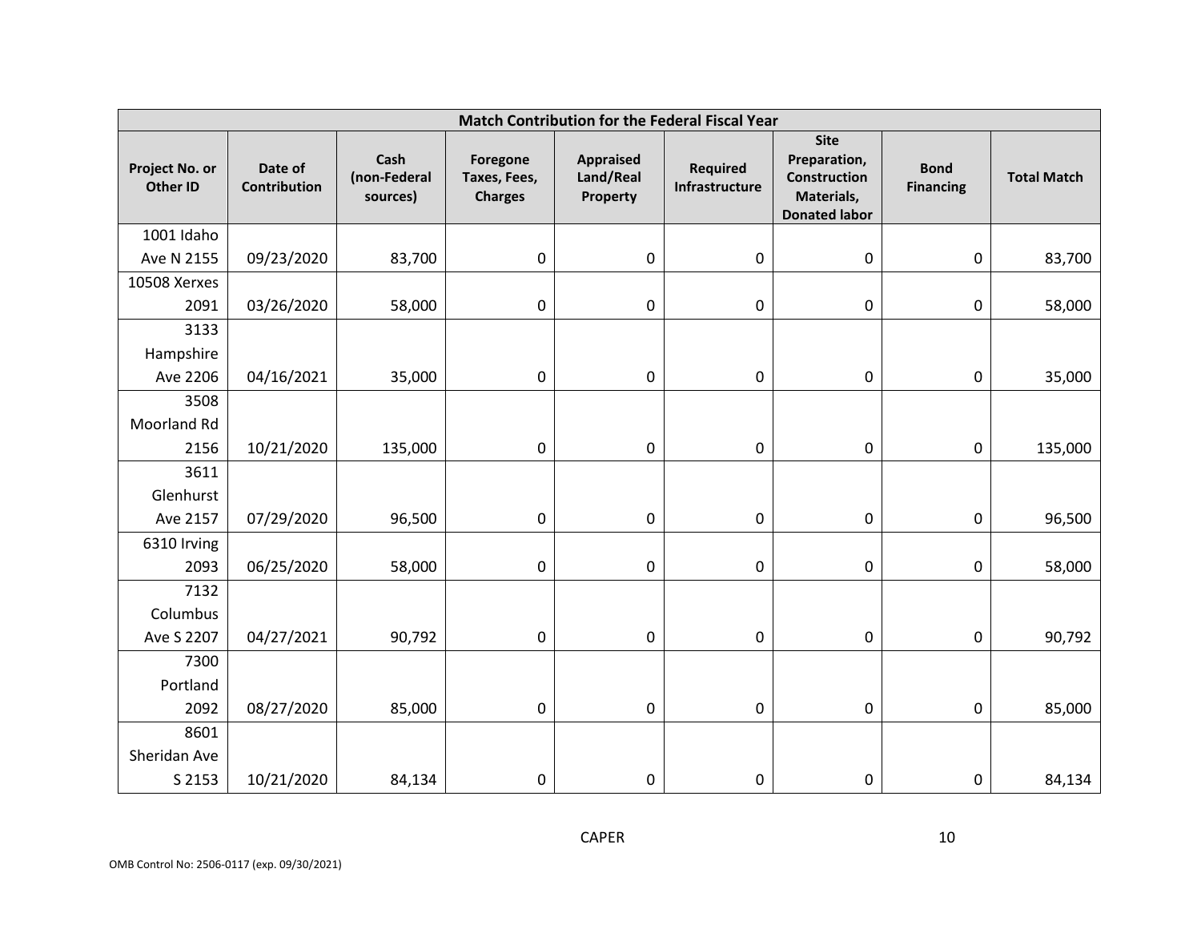| Match Contribution for the Federal Fiscal Year | | | | | | | | |
|---|---|---|---|---|---|---|---|---|
| **Project No. or Other ID** | **Date of Contribution** | **Cash (non-Federal sources)** | **Foregone Taxes, Fees, Charges** | **Appraised Land/Real Property** | **Required Infrastructure** | **Site Preparation, Construction Materials, Donated labor** | **Bond Financing** | **Total Match** |
| 1001 Idaho Ave N 2155 | 09/23/2020 | 83,700 | 0 | 0 | 0 | 0 | 0 | 83,700 |
| 10508 Xerxes 2091 | 03/26/2020 | 58,000 | 0 | 0 | 0 | 0 | 0 | 58,000 |
| 3133 Hampshire Ave 2206 | 04/16/2021 | 35,000 | 0 | 0 | 0 | 0 | 0 | 35,000 |
| 3508 Moorland Rd 2156 | 10/21/2020 | 135,000 | 0 | 0 | 0 | 0 | 0 | 135,000 |
| 3611 Glenhurst Ave 2157 | 07/29/2020 | 96,500 | 0 | 0 | 0 | 0 | 0 | 96,500 |
| 6310 Irving 2093 | 06/25/2020 | 58,000 | 0 | 0 | 0 | 0 | 0 | 58,000 |
| 7132 Columbus Ave S 2207 | 04/27/2021 | 90,792 | 0 | 0 | 0 | 0 | 0 | 90,792 |
| 7300 Portland 2092 | 08/27/2020 | 85,000 | 0 | 0 | 0 | 0 | 0 | 85,000 |
| 8601 Sheridan Ave S 2153 | 10/21/2020 | 84,134 | 0 | 0 | 0 | 0 | 0 | 84,134 |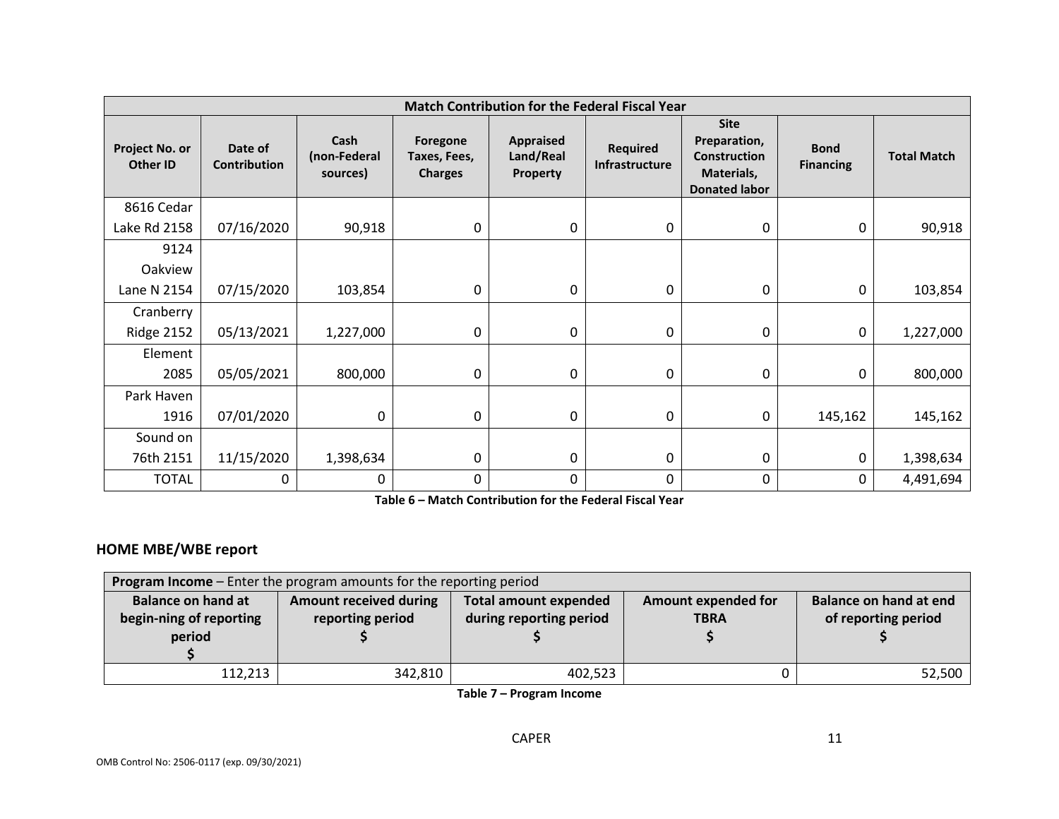| Match Contribution for the Federal Fiscal Year | | | | | | | | |
|---|---|---|---|---|---|---|---|---|
| Project No. or Other ID | Date of Contribution | Cash (non-Federal sources) | Foregone Taxes, Fees, Charges | Appraised Land/Real Property | Required Infrastructure | Site Preparation, Construction Materials, Donated labor | Bond Financing | Total Match |
| 8616 Cedar Lake Rd 2158 | 07/16/2020 | 90,918 | 0 | 0 | 0 | 0 | 0 | 90,918 |
| 9124 Oakview Lane N 2154 | 07/15/2020 | 103,854 | 0 | 0 | 0 | 0 | 0 | 103,854 |
| Cranberry Ridge 2152 | 05/13/2021 | 1,227,000 | 0 | 0 | 0 | 0 | 0 | 1,227,000 |
| Element 2085 | 05/05/2021 | 800,000 | 0 | 0 | 0 | 0 | 0 | 800,000 |
| Park Haven 1916 | 07/01/2020 | 0 | 0 | 0 | 0 | 0 | 145,162 | 145,162 |
| Sound on 76th 2151 | 11/15/2020 | 1,398,634 | 0 | 0 | 0 | 0 | 0 | 1,398,634 |
| TOTAL | 0 | 0 | 0 | 0 | 0 | 0 | 0 | 4,491,694 |

**Table 6 – Match Contribution for the Federal Fiscal Year**

## HOME MBE/WBE report

| **Program Income** – Enter the program amounts for the reporting period | | | | |
|---|---|---|---|---|
| Balance on hand at begin-ning of reporting period $ | Amount received during reporting period $ | Total amount expended during reporting period $ | Amount expended for TBRA $ | Balance on hand at end of reporting period $ |
| 112,213 | 342,810 | 402,523 | 0 | 52,500 |

**Table 7 – Program Income**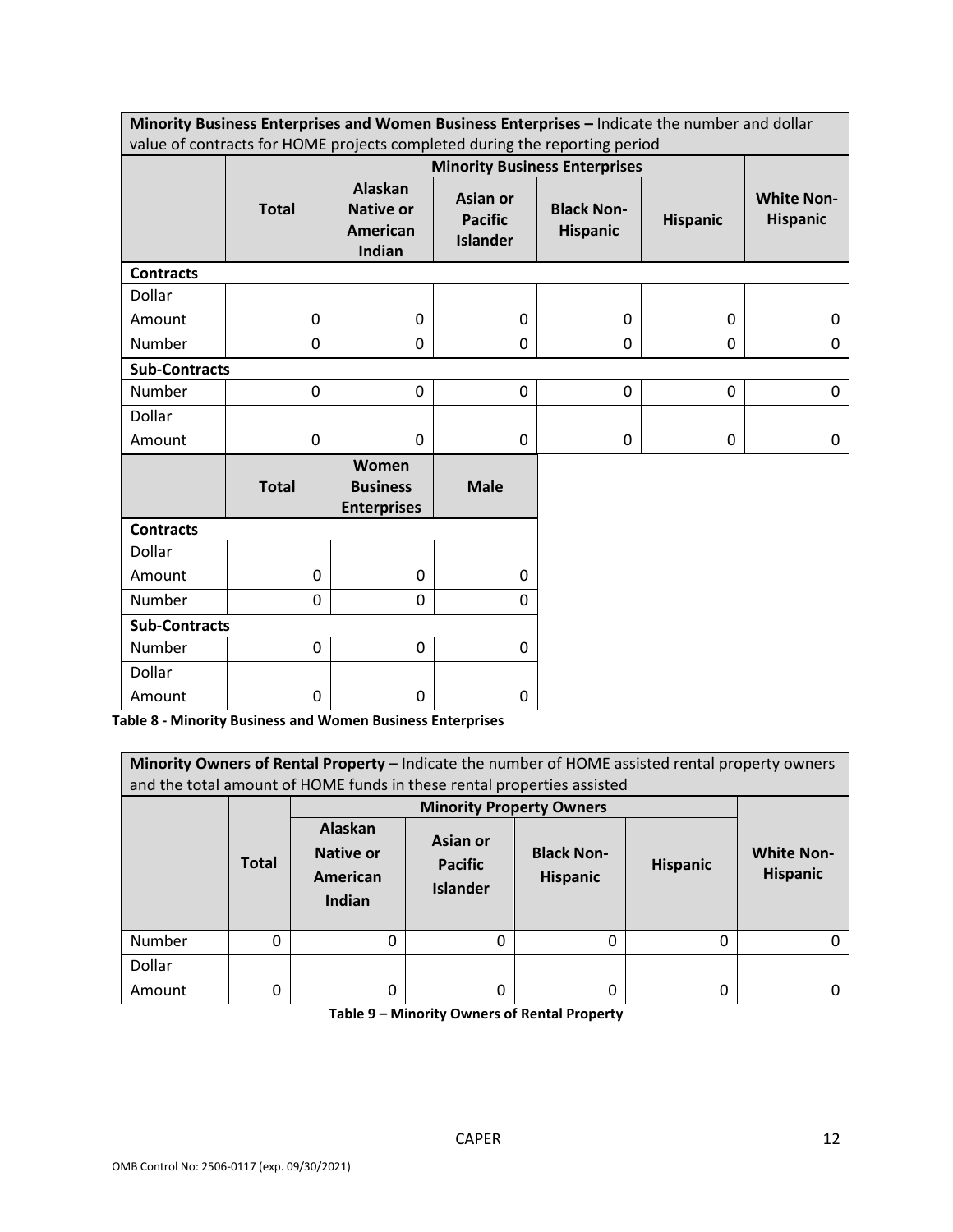| **Minority Business Enterprises and Women Business Enterprises –** Indicate the number and dollar value of contracts for HOME projects completed during the reporting period | | | | | | |
|---|---|---|---|---|---|---|
| | | **Minority Business Enterprises** | | | | |
| | **Total** | **Alaskan Native or American Indian** | **Asian or Pacific Islander** | **Black Non-Hispanic** | **Hispanic** | **White Non-Hispanic** |
| **Contracts** | | | | | | |
| Dollar Amount | 0 | 0 | 0 | 0 | 0 | 0 |
| Number | 0 | 0 | 0 | 0 | 0 | 0 |
| **Sub-Contracts** | | | | | | |
| Number | 0 | 0 | 0 | 0 | 0 | 0 |
| Dollar Amount | 0 | 0 | 0 | 0 | 0 | 0 |

| | **Total** | **Women Business Enterprises** | **Male** |
|---|---|---|---|
| **Contracts** | | | |
| Dollar Amount | 0 | 0 | 0 |
| Number | 0 | 0 | 0 |
| **Sub-Contracts** | | | |
| Number | 0 | 0 | 0 |
| Dollar Amount | 0 | 0 | 0 |

**Table 8 - Minority Business and Women Business Enterprises**

| **Minority Owners of Rental Property** – Indicate the number of HOME assisted rental property owners and the total amount of HOME funds in these rental properties assisted | | | | | | |
|---|---|---|---|---|---|---|
| | | **Minority Property Owners** | | | | |
| | **Total** | **Alaskan Native or American Indian** | **Asian or Pacific Islander** | **Black Non-Hispanic** | **Hispanic** | **White Non-Hispanic** |
| Number | 0 | 0 | 0 | 0 | 0 | 0 |
| Dollar Amount | 0 | 0 | 0 | 0 | 0 | 0 |

**Table 9 – Minority Owners of Rental Property**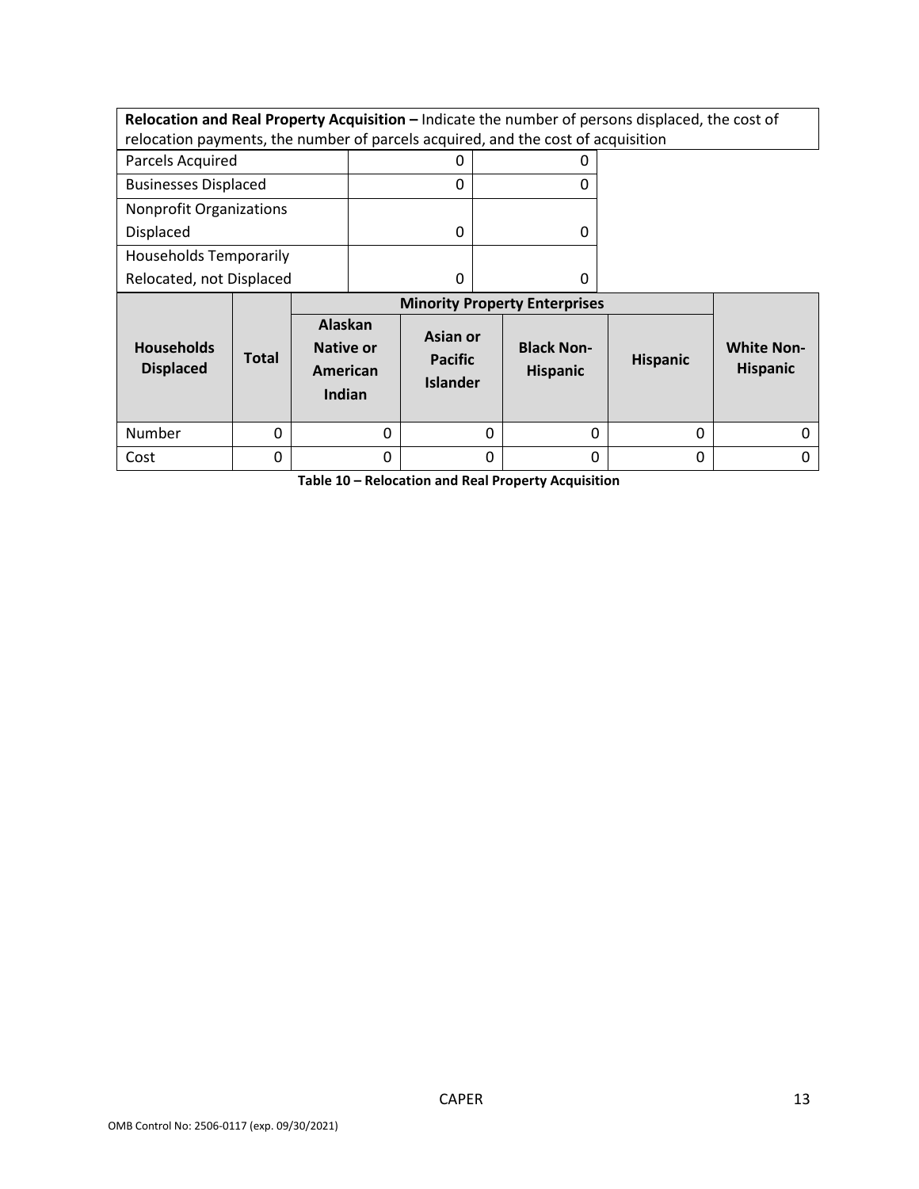**Relocation and Real Property Acquisition –** Indicate the number of persons displaced, the cost of relocation payments, the number of parcels acquired, and the cost of acquisition

| | | |
|---|---|---|
| Parcels Acquired | 0 | 0 |
| Businesses Displaced | 0 | 0 |
| Nonprofit Organizations Displaced | 0 | 0 |
| Households Temporarily Relocated, not Displaced | 0 | 0 |

| Households Displaced | Total | Minority Property Enterprises | | | | White Non-Hispanic |
|---|---|---|---|---|---|---|
| | | Alaskan Native or American Indian | Asian or Pacific Islander | Black Non-Hispanic | Hispanic | |
| Number | 0 | 0 | 0 | 0 | 0 | 0 |
| Cost | 0 | 0 | 0 | 0 | 0 | 0 |

**Table 10 – Relocation and Real Property Acquisition**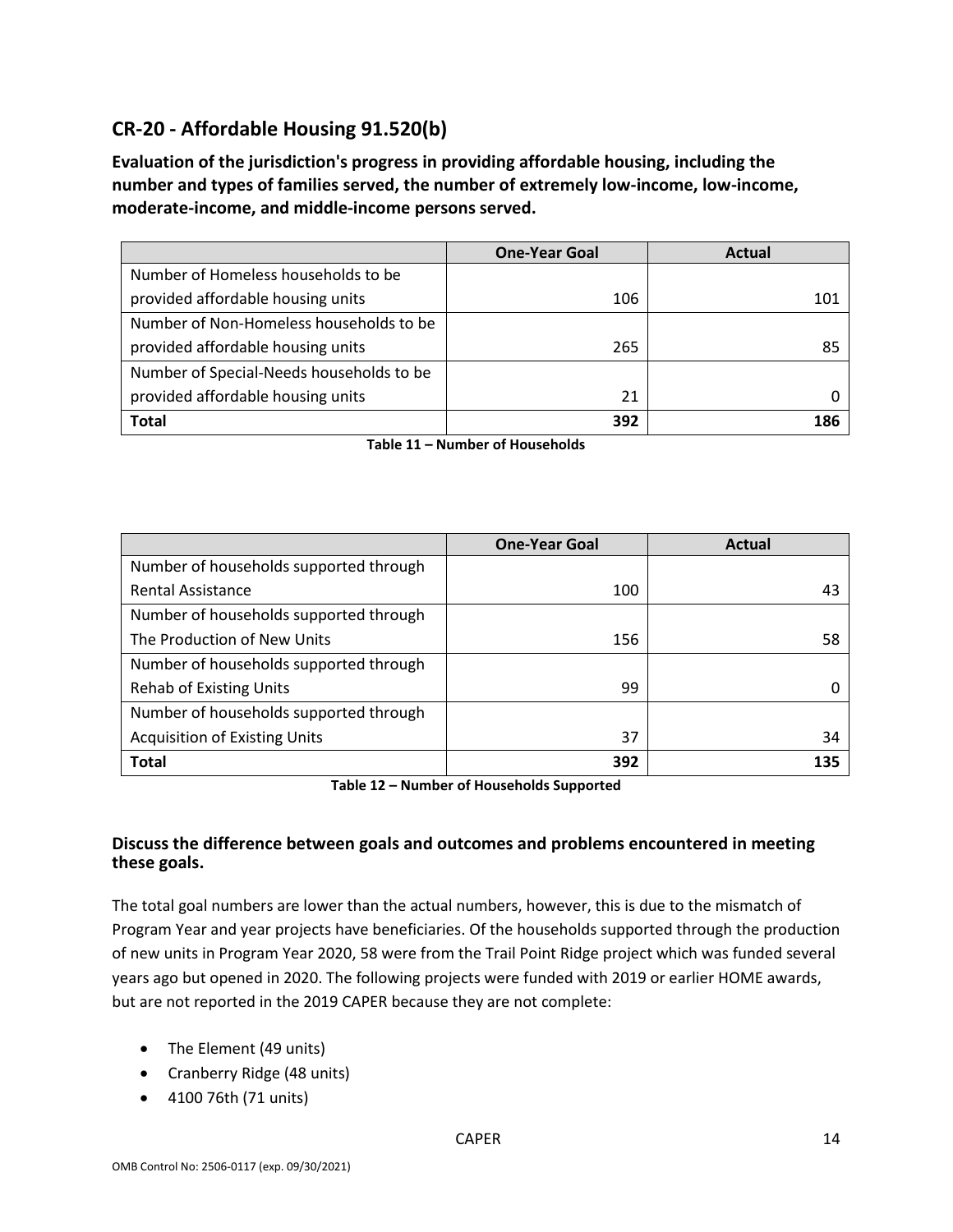## CR-20 - Affordable Housing 91.520(b)

**Evaluation of the jurisdiction's progress in providing affordable housing, including the number and types of families served, the number of extremely low-income, low-income, moderate-income, and middle-income persons served.**

| | One-Year Goal | Actual |
|---|---|---|
| Number of Homeless households to be provided affordable housing units | 106 | 101 |
| Number of Non-Homeless households to be provided affordable housing units | 265 | 85 |
| Number of Special-Needs households to be provided affordable housing units | 21 | 0 |
| **Total** | **392** | **186** |

**Table 11 – Number of Households**

| | One-Year Goal | Actual |
|---|---|---|
| Number of households supported through Rental Assistance | 100 | 43 |
| Number of households supported through The Production of New Units | 156 | 58 |
| Number of households supported through Rehab of Existing Units | 99 | 0 |
| Number of households supported through Acquisition of Existing Units | 37 | 34 |
| **Total** | **392** | **135** |

**Table 12 – Number of Households Supported**

### Discuss the difference between goals and outcomes and problems encountered in meeting these goals.

The total goal numbers are lower than the actual numbers, however, this is due to the mismatch of Program Year and year projects have beneficiaries. Of the households supported through the production of new units in Program Year 2020, 58 were from the Trail Point Ridge project which was funded several years ago but opened in 2020. The following projects were funded with 2019 or earlier HOME awards, but are not reported in the 2019 CAPER because they are not complete:

- The Element (49 units)
- Cranberry Ridge (48 units)
- 4100 76th (71 units)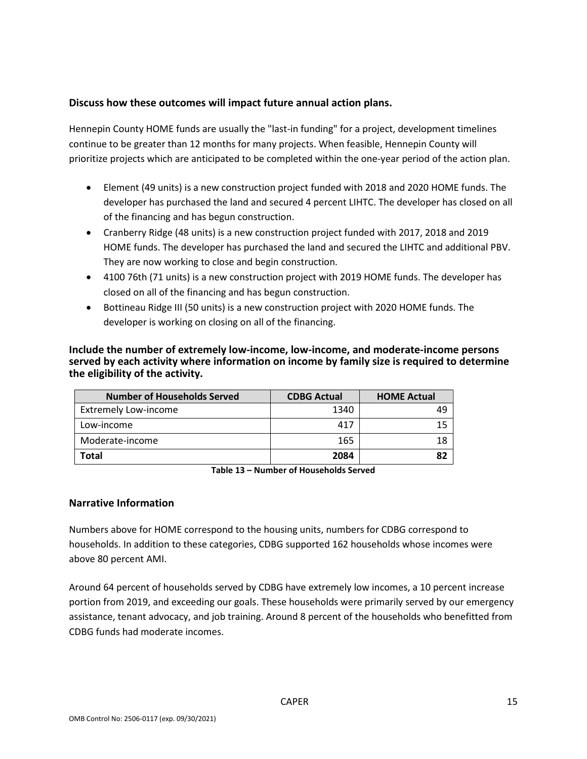### Discuss how these outcomes will impact future annual action plans.

Hennepin County HOME funds are usually the "last-in funding" for a project, development timelines continue to be greater than 12 months for many projects. When feasible, Hennepin County will prioritize projects which are anticipated to be completed within the one-year period of the action plan.

- Element (49 units) is a new construction project funded with 2018 and 2020 HOME funds. The developer has purchased the land and secured 4 percent LIHTC. The developer has closed on all of the financing and has begun construction.
- Cranberry Ridge (48 units) is a new construction project funded with 2017, 2018 and 2019 HOME funds. The developer has purchased the land and secured the LIHTC and additional PBV. They are now working to close and begin construction.
- 4100 76th (71 units) is a new construction project with 2019 HOME funds. The developer has closed on all of the financing and has begun construction.
- Bottineau Ridge III (50 units) is a new construction project with 2020 HOME funds. The developer is working on closing on all of the financing.

### Include the number of extremely low-income, low-income, and moderate-income persons served by each activity where information on income by family size is required to determine the eligibility of the activity.

| Number of Households Served | CDBG Actual | HOME Actual |
|---|---|---|
| Extremely Low-income | 1340 | 49 |
| Low-income | 417 | 15 |
| Moderate-income | 165 | 18 |
| **Total** | **2084** | **82** |

**Table 13 – Number of Households Served**

## Narrative Information

Numbers above for HOME correspond to the housing units, numbers for CDBG correspond to households. In addition to these categories, CDBG supported 162 households whose incomes were above 80 percent AMI.

Around 64 percent of households served by CDBG have extremely low incomes, a 10 percent increase portion from 2019, and exceeding our goals. These households were primarily served by our emergency assistance, tenant advocacy, and job training. Around 8 percent of the households who benefitted from CDBG funds had moderate incomes.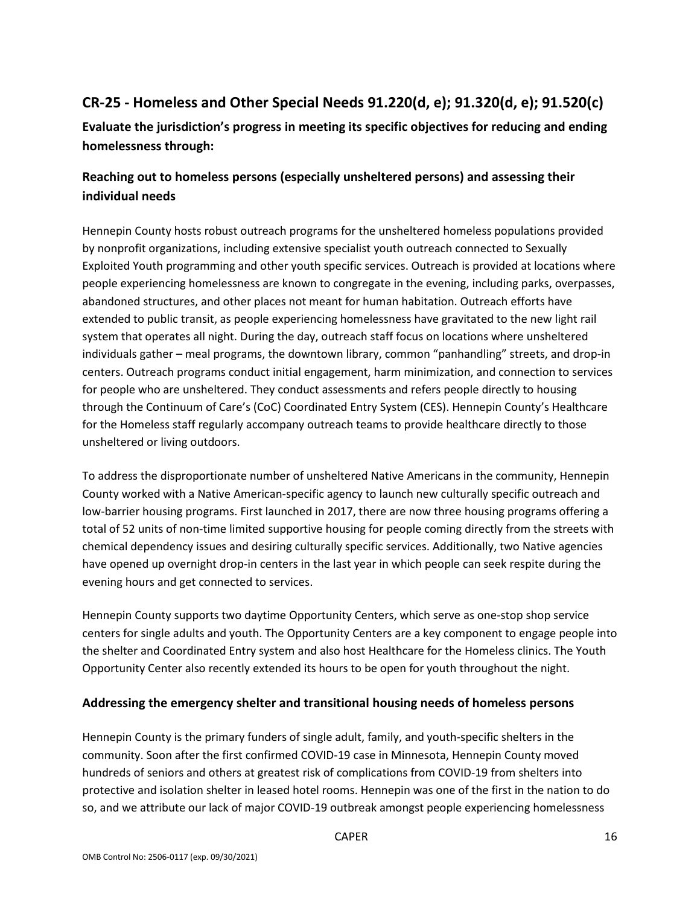## CR-25 - Homeless and Other Special Needs 91.220(d, e); 91.320(d, e); 91.520(c)

**Evaluate the jurisdiction's progress in meeting its specific objectives for reducing and ending homelessness through:**

### Reaching out to homeless persons (especially unsheltered persons) and assessing their individual needs

Hennepin County hosts robust outreach programs for the unsheltered homeless populations provided by nonprofit organizations, including extensive specialist youth outreach connected to Sexually Exploited Youth programming and other youth specific services. Outreach is provided at locations where people experiencing homelessness are known to congregate in the evening, including parks, overpasses, abandoned structures, and other places not meant for human habitation. Outreach efforts have extended to public transit, as people experiencing homelessness have gravitated to the new light rail system that operates all night. During the day, outreach staff focus on locations where unsheltered individuals gather – meal programs, the downtown library, common "panhandling" streets, and drop-in centers. Outreach programs conduct initial engagement, harm minimization, and connection to services for people who are unsheltered. They conduct assessments and refers people directly to housing through the Continuum of Care's (CoC) Coordinated Entry System (CES). Hennepin County's Healthcare for the Homeless staff regularly accompany outreach teams to provide healthcare directly to those unsheltered or living outdoors.

To address the disproportionate number of unsheltered Native Americans in the community, Hennepin County worked with a Native American-specific agency to launch new culturally specific outreach and low-barrier housing programs. First launched in 2017, there are now three housing programs offering a total of 52 units of non-time limited supportive housing for people coming directly from the streets with chemical dependency issues and desiring culturally specific services. Additionally, two Native agencies have opened up overnight drop-in centers in the last year in which people can seek respite during the evening hours and get connected to services.

Hennepin County supports two daytime Opportunity Centers, which serve as one-stop shop service centers for single adults and youth. The Opportunity Centers are a key component to engage people into the shelter and Coordinated Entry system and also host Healthcare for the Homeless clinics. The Youth Opportunity Center also recently extended its hours to be open for youth throughout the night.

### Addressing the emergency shelter and transitional housing needs of homeless persons

Hennepin County is the primary funders of single adult, family, and youth-specific shelters in the community. Soon after the first confirmed COVID-19 case in Minnesota, Hennepin County moved hundreds of seniors and others at greatest risk of complications from COVID-19 from shelters into protective and isolation shelter in leased hotel rooms. Hennepin was one of the first in the nation to do so, and we attribute our lack of major COVID-19 outbreak amongst people experiencing homelessness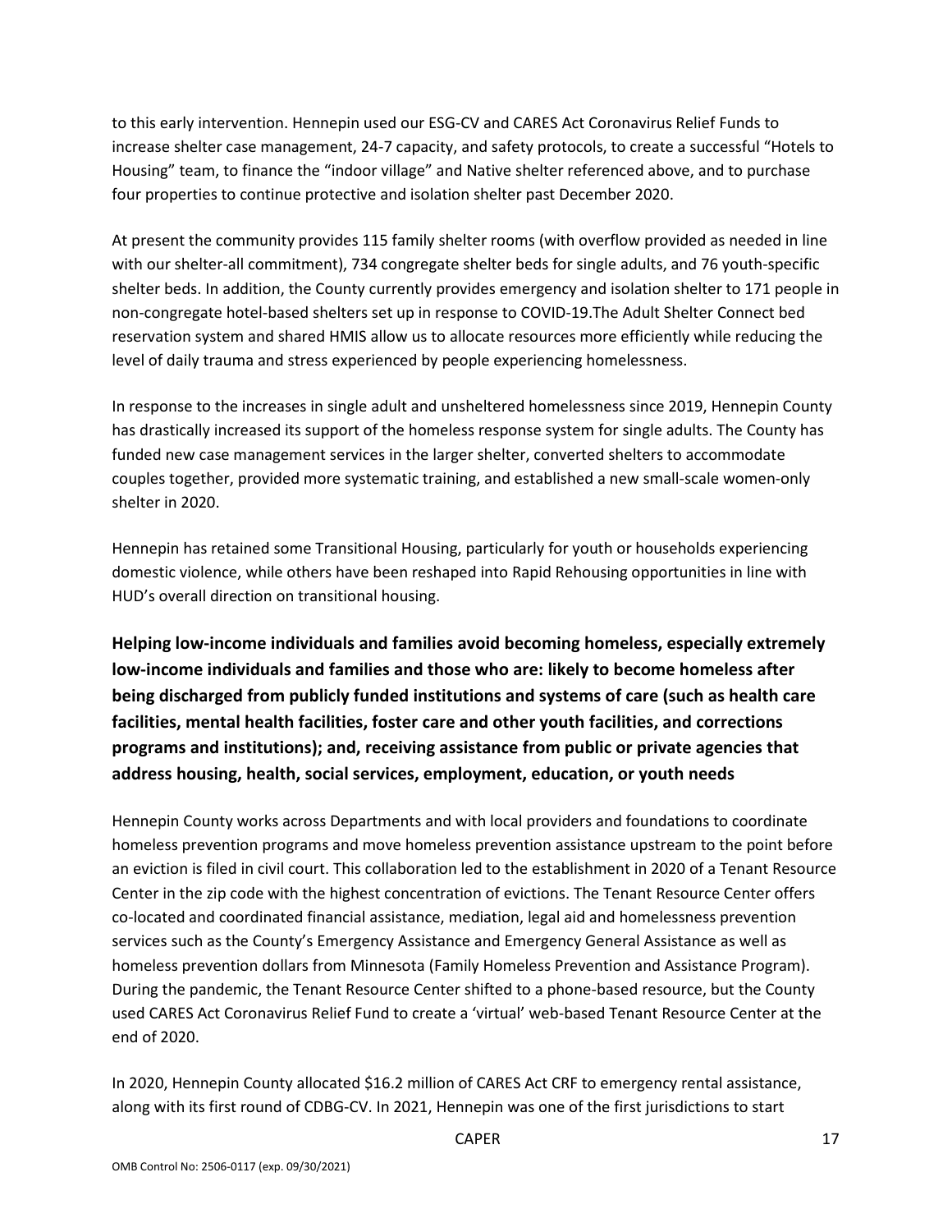to this early intervention. Hennepin used our ESG-CV and CARES Act Coronavirus Relief Funds to increase shelter case management, 24-7 capacity, and safety protocols, to create a successful "Hotels to Housing" team, to finance the "indoor village" and Native shelter referenced above, and to purchase four properties to continue protective and isolation shelter past December 2020.

At present the community provides 115 family shelter rooms (with overflow provided as needed in line with our shelter-all commitment), 734 congregate shelter beds for single adults, and 76 youth-specific shelter beds. In addition, the County currently provides emergency and isolation shelter to 171 people in non-congregate hotel-based shelters set up in response to COVID-19.The Adult Shelter Connect bed reservation system and shared HMIS allow us to allocate resources more efficiently while reducing the level of daily trauma and stress experienced by people experiencing homelessness.

In response to the increases in single adult and unsheltered homelessness since 2019, Hennepin County has drastically increased its support of the homeless response system for single adults. The County has funded new case management services in the larger shelter, converted shelters to accommodate couples together, provided more systematic training, and established a new small-scale women-only shelter in 2020.

Hennepin has retained some Transitional Housing, particularly for youth or households experiencing domestic violence, while others have been reshaped into Rapid Rehousing opportunities in line with HUD's overall direction on transitional housing.

**Helping low-income individuals and families avoid becoming homeless, especially extremely low-income individuals and families and those who are: likely to become homeless after being discharged from publicly funded institutions and systems of care (such as health care facilities, mental health facilities, foster care and other youth facilities, and corrections programs and institutions); and, receiving assistance from public or private agencies that address housing, health, social services, employment, education, or youth needs**

Hennepin County works across Departments and with local providers and foundations to coordinate homeless prevention programs and move homeless prevention assistance upstream to the point before an eviction is filed in civil court. This collaboration led to the establishment in 2020 of a Tenant Resource Center in the zip code with the highest concentration of evictions. The Tenant Resource Center offers co-located and coordinated financial assistance, mediation, legal aid and homelessness prevention services such as the County's Emergency Assistance and Emergency General Assistance as well as homeless prevention dollars from Minnesota (Family Homeless Prevention and Assistance Program). During the pandemic, the Tenant Resource Center shifted to a phone-based resource, but the County used CARES Act Coronavirus Relief Fund to create a 'virtual' web-based Tenant Resource Center at the end of 2020.

In 2020, Hennepin County allocated $16.2 million of CARES Act CRF to emergency rental assistance, along with its first round of CDBG-CV. In 2021, Hennepin was one of the first jurisdictions to start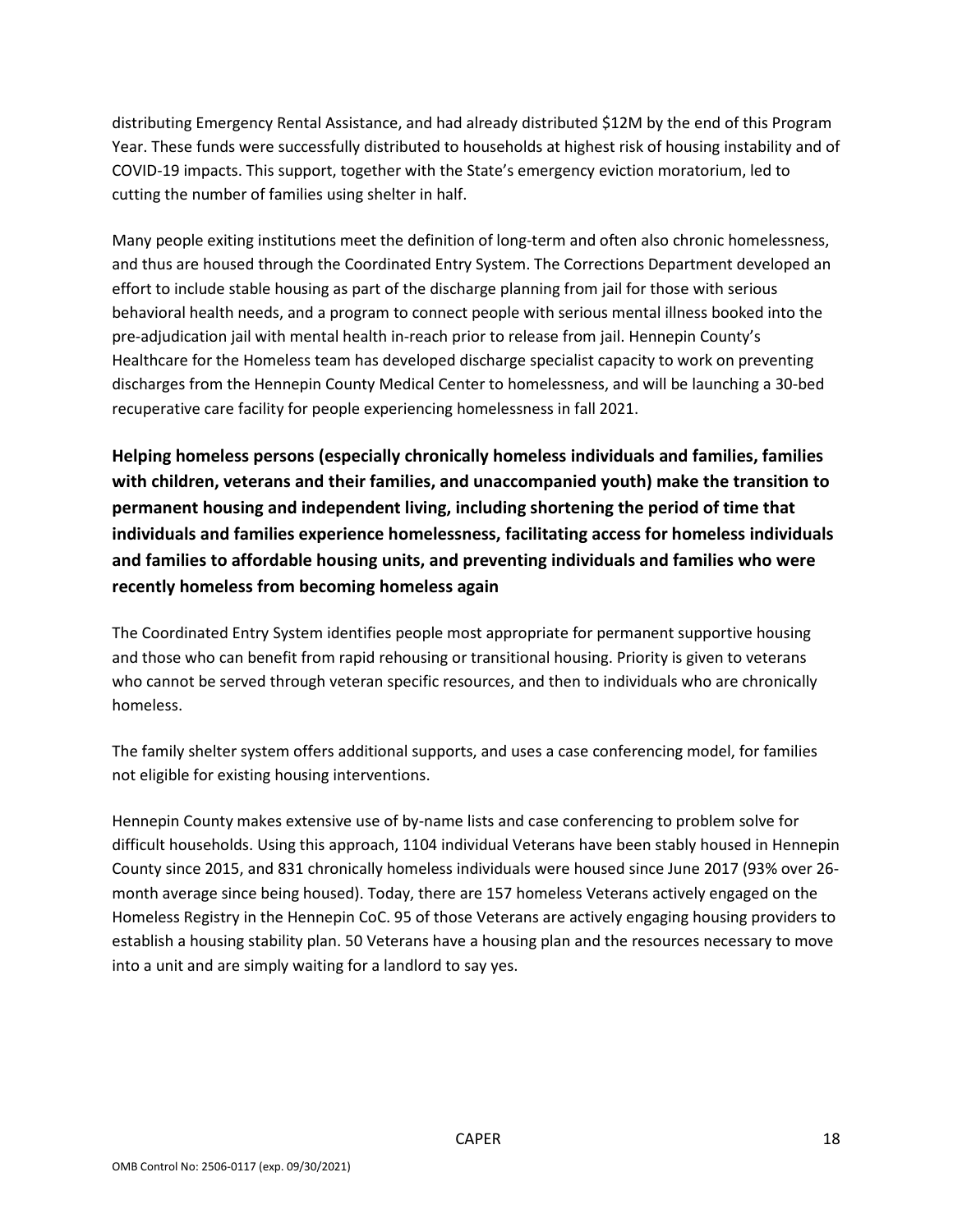distributing Emergency Rental Assistance, and had already distributed $12M by the end of this Program Year. These funds were successfully distributed to households at highest risk of housing instability and of COVID-19 impacts. This support, together with the State's emergency eviction moratorium, led to cutting the number of families using shelter in half.

Many people exiting institutions meet the definition of long-term and often also chronic homelessness, and thus are housed through the Coordinated Entry System. The Corrections Department developed an effort to include stable housing as part of the discharge planning from jail for those with serious behavioral health needs, and a program to connect people with serious mental illness booked into the pre-adjudication jail with mental health in-reach prior to release from jail. Hennepin County's Healthcare for the Homeless team has developed discharge specialist capacity to work on preventing discharges from the Hennepin County Medical Center to homelessness, and will be launching a 30-bed recuperative care facility for people experiencing homelessness in fall 2021.

**Helping homeless persons (especially chronically homeless individuals and families, families with children, veterans and their families, and unaccompanied youth) make the transition to permanent housing and independent living, including shortening the period of time that individuals and families experience homelessness, facilitating access for homeless individuals and families to affordable housing units, and preventing individuals and families who were recently homeless from becoming homeless again**

The Coordinated Entry System identifies people most appropriate for permanent supportive housing and those who can benefit from rapid rehousing or transitional housing. Priority is given to veterans who cannot be served through veteran specific resources, and then to individuals who are chronically homeless.

The family shelter system offers additional supports, and uses a case conferencing model, for families not eligible for existing housing interventions.

Hennepin County makes extensive use of by-name lists and case conferencing to problem solve for difficult households. Using this approach, 1104 individual Veterans have been stably housed in Hennepin County since 2015, and 831 chronically homeless individuals were housed since June 2017 (93% over 26-month average since being housed). Today, there are 157 homeless Veterans actively engaged on the Homeless Registry in the Hennepin CoC. 95 of those Veterans are actively engaging housing providers to establish a housing stability plan. 50 Veterans have a housing plan and the resources necessary to move into a unit and are simply waiting for a landlord to say yes.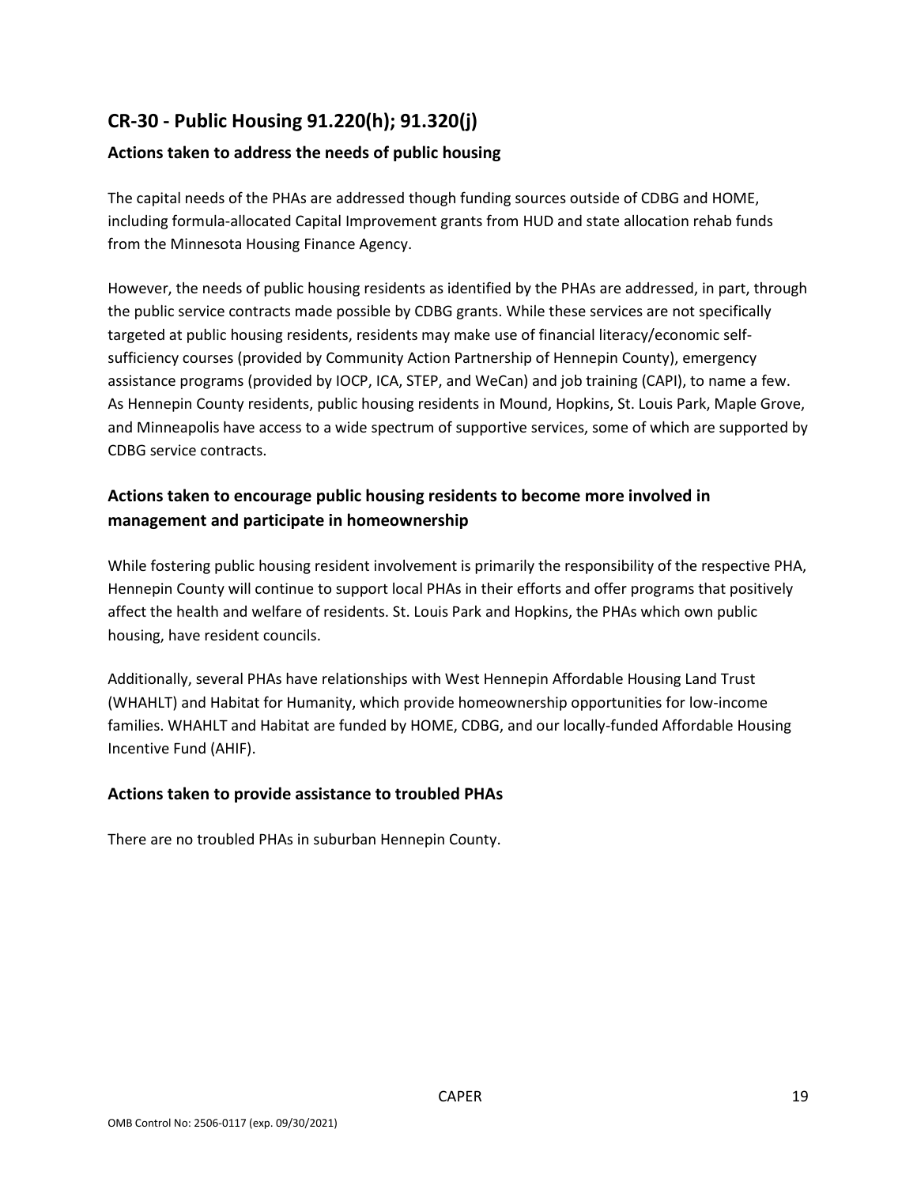## CR-30 - Public Housing 91.220(h); 91.320(j)

### Actions taken to address the needs of public housing

The capital needs of the PHAs are addressed though funding sources outside of CDBG and HOME, including formula-allocated Capital Improvement grants from HUD and state allocation rehab funds from the Minnesota Housing Finance Agency.

However, the needs of public housing residents as identified by the PHAs are addressed, in part, through the public service contracts made possible by CDBG grants. While these services are not specifically targeted at public housing residents, residents may make use of financial literacy/economic self-sufficiency courses (provided by Community Action Partnership of Hennepin County), emergency assistance programs (provided by IOCP, ICA, STEP, and WeCan) and job training (CAPI), to name a few. As Hennepin County residents, public housing residents in Mound, Hopkins, St. Louis Park, Maple Grove, and Minneapolis have access to a wide spectrum of supportive services, some of which are supported by CDBG service contracts.

### Actions taken to encourage public housing residents to become more involved in management and participate in homeownership

While fostering public housing resident involvement is primarily the responsibility of the respective PHA, Hennepin County will continue to support local PHAs in their efforts and offer programs that positively affect the health and welfare of residents. St. Louis Park and Hopkins, the PHAs which own public housing, have resident councils.

Additionally, several PHAs have relationships with West Hennepin Affordable Housing Land Trust (WHAHLT) and Habitat for Humanity, which provide homeownership opportunities for low-income families. WHAHLT and Habitat are funded by HOME, CDBG, and our locally-funded Affordable Housing Incentive Fund (AHIF).

### Actions taken to provide assistance to troubled PHAs

There are no troubled PHAs in suburban Hennepin County.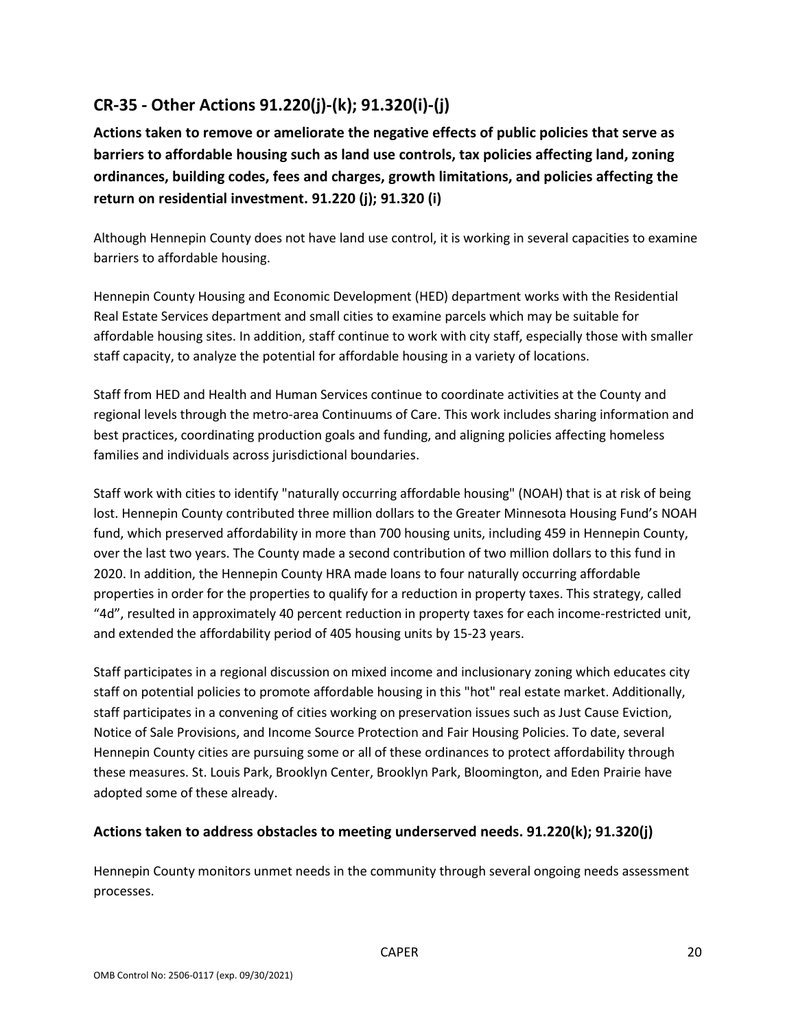## CR-35 - Other Actions 91.220(j)-(k); 91.320(i)-(j)

**Actions taken to remove or ameliorate the negative effects of public policies that serve as barriers to affordable housing such as land use controls, tax policies affecting land, zoning ordinances, building codes, fees and charges, growth limitations, and policies affecting the return on residential investment. 91.220 (j); 91.320 (i)**

Although Hennepin County does not have land use control, it is working in several capacities to examine barriers to affordable housing.

Hennepin County Housing and Economic Development (HED) department works with the Residential Real Estate Services department and small cities to examine parcels which may be suitable for affordable housing sites. In addition, staff continue to work with city staff, especially those with smaller staff capacity, to analyze the potential for affordable housing in a variety of locations.

Staff from HED and Health and Human Services continue to coordinate activities at the County and regional levels through the metro-area Continuums of Care. This work includes sharing information and best practices, coordinating production goals and funding, and aligning policies affecting homeless families and individuals across jurisdictional boundaries.

Staff work with cities to identify "naturally occurring affordable housing" (NOAH) that is at risk of being lost. Hennepin County contributed three million dollars to the Greater Minnesota Housing Fund's NOAH fund, which preserved affordability in more than 700 housing units, including 459 in Hennepin County, over the last two years. The County made a second contribution of two million dollars to this fund in 2020. In addition, the Hennepin County HRA made loans to four naturally occurring affordable properties in order for the properties to qualify for a reduction in property taxes. This strategy, called "4d", resulted in approximately 40 percent reduction in property taxes for each income-restricted unit, and extended the affordability period of 405 housing units by 15-23 years.

Staff participates in a regional discussion on mixed income and inclusionary zoning which educates city staff on potential policies to promote affordable housing in this "hot" real estate market. Additionally, staff participates in a convening of cities working on preservation issues such as Just Cause Eviction, Notice of Sale Provisions, and Income Source Protection and Fair Housing Policies. To date, several Hennepin County cities are pursuing some or all of these ordinances to protect affordability through these measures. St. Louis Park, Brooklyn Center, Brooklyn Park, Bloomington, and Eden Prairie have adopted some of these already.

### Actions taken to address obstacles to meeting underserved needs. 91.220(k); 91.320(j)

Hennepin County monitors unmet needs in the community through several ongoing needs assessment processes.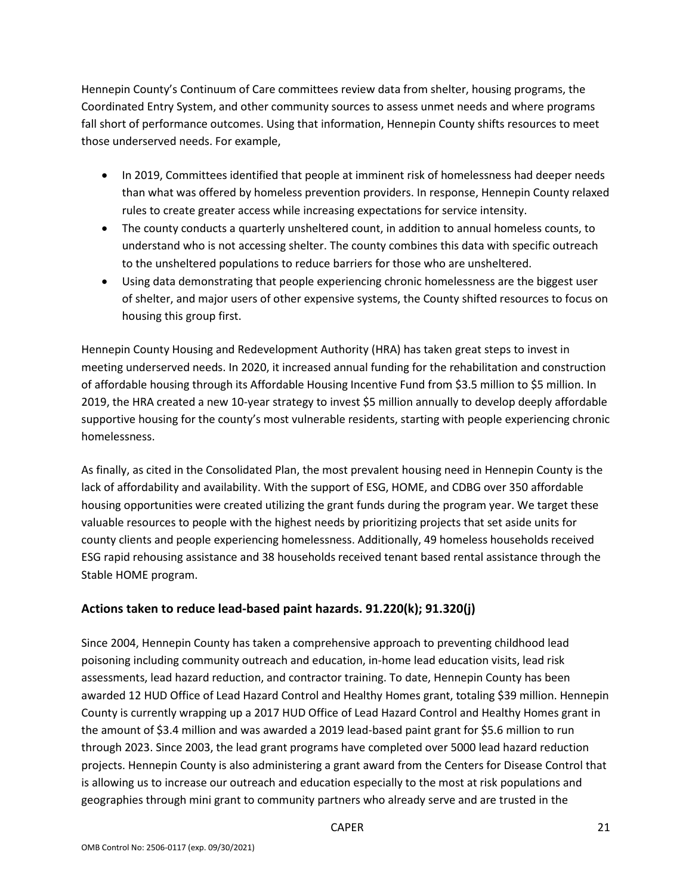Hennepin County's Continuum of Care committees review data from shelter, housing programs, the Coordinated Entry System, and other community sources to assess unmet needs and where programs fall short of performance outcomes. Using that information, Hennepin County shifts resources to meet those underserved needs. For example,

- In 2019, Committees identified that people at imminent risk of homelessness had deeper needs than what was offered by homeless prevention providers. In response, Hennepin County relaxed rules to create greater access while increasing expectations for service intensity.
- The county conducts a quarterly unsheltered count, in addition to annual homeless counts, to understand who is not accessing shelter. The county combines this data with specific outreach to the unsheltered populations to reduce barriers for those who are unsheltered.
- Using data demonstrating that people experiencing chronic homelessness are the biggest user of shelter, and major users of other expensive systems, the County shifted resources to focus on housing this group first.

Hennepin County Housing and Redevelopment Authority (HRA) has taken great steps to invest in meeting underserved needs. In 2020, it increased annual funding for the rehabilitation and construction of affordable housing through its Affordable Housing Incentive Fund from $3.5 million to $5 million. In 2019, the HRA created a new 10-year strategy to invest $5 million annually to develop deeply affordable supportive housing for the county's most vulnerable residents, starting with people experiencing chronic homelessness.

As finally, as cited in the Consolidated Plan, the most prevalent housing need in Hennepin County is the lack of affordability and availability. With the support of ESG, HOME, and CDBG over 350 affordable housing opportunities were created utilizing the grant funds during the program year. We target these valuable resources to people with the highest needs by prioritizing projects that set aside units for county clients and people experiencing homelessness. Additionally, 49 homeless households received ESG rapid rehousing assistance and 38 households received tenant based rental assistance through the Stable HOME program.

## Actions taken to reduce lead-based paint hazards. 91.220(k); 91.320(j)

Since 2004, Hennepin County has taken a comprehensive approach to preventing childhood lead poisoning including community outreach and education, in-home lead education visits, lead risk assessments, lead hazard reduction, and contractor training. To date, Hennepin County has been awarded 12 HUD Office of Lead Hazard Control and Healthy Homes grant, totaling $39 million. Hennepin County is currently wrapping up a 2017 HUD Office of Lead Hazard Control and Healthy Homes grant in the amount of $3.4 million and was awarded a 2019 lead-based paint grant for $5.6 million to run through 2023. Since 2003, the lead grant programs have completed over 5000 lead hazard reduction projects. Hennepin County is also administering a grant award from the Centers for Disease Control that is allowing us to increase our outreach and education especially to the most at risk populations and geographies through mini grant to community partners who already serve and are trusted in the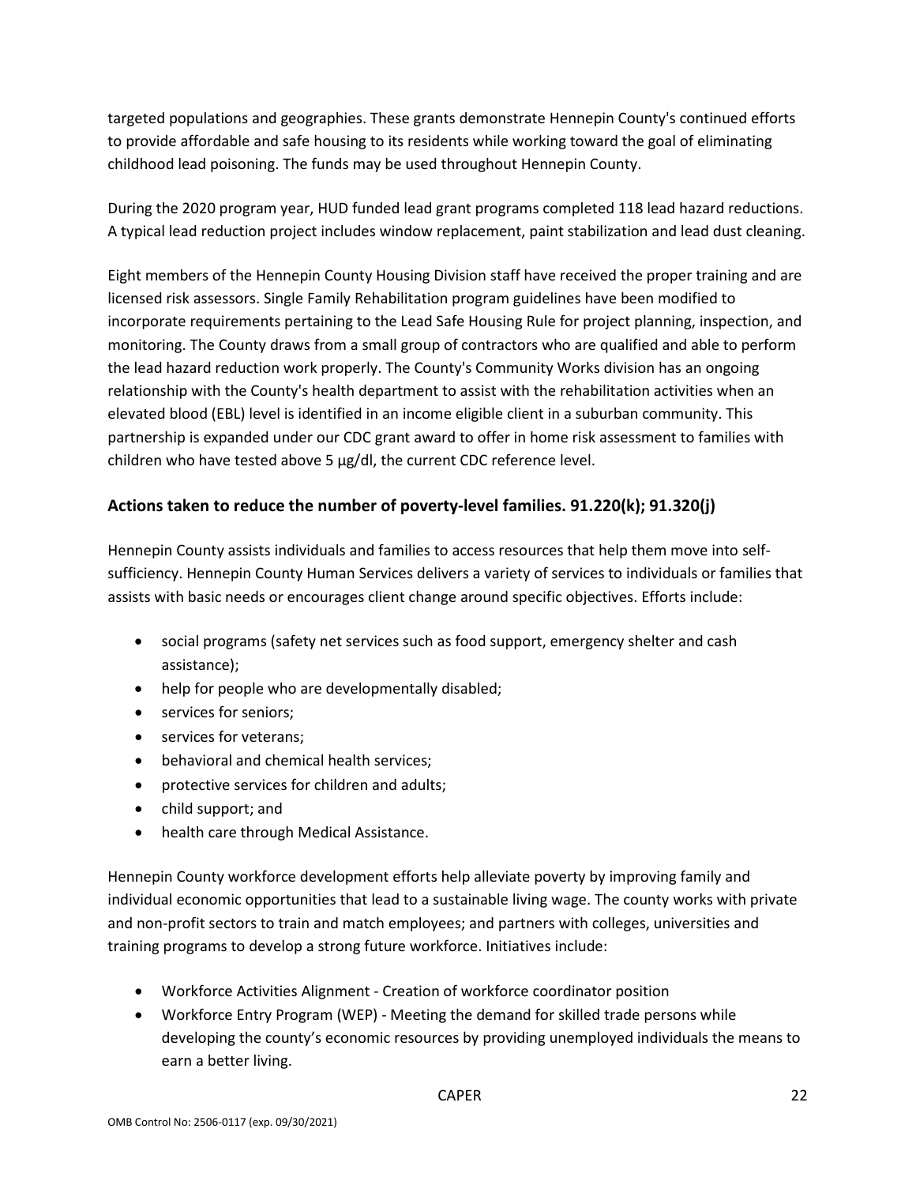targeted populations and geographies. These grants demonstrate Hennepin County's continued efforts to provide affordable and safe housing to its residents while working toward the goal of eliminating childhood lead poisoning. The funds may be used throughout Hennepin County.

During the 2020 program year, HUD funded lead grant programs completed 118 lead hazard reductions. A typical lead reduction project includes window replacement, paint stabilization and lead dust cleaning.

Eight members of the Hennepin County Housing Division staff have received the proper training and are licensed risk assessors. Single Family Rehabilitation program guidelines have been modified to incorporate requirements pertaining to the Lead Safe Housing Rule for project planning, inspection, and monitoring. The County draws from a small group of contractors who are qualified and able to perform the lead hazard reduction work properly. The County's Community Works division has an ongoing relationship with the County's health department to assist with the rehabilitation activities when an elevated blood (EBL) level is identified in an income eligible client in a suburban community. This partnership is expanded under our CDC grant award to offer in home risk assessment to families with children who have tested above 5 µg/dl, the current CDC reference level.

## Actions taken to reduce the number of poverty-level families. 91.220(k); 91.320(j)

Hennepin County assists individuals and families to access resources that help them move into self-sufficiency. Hennepin County Human Services delivers a variety of services to individuals or families that assists with basic needs or encourages client change around specific objectives. Efforts include:

- social programs (safety net services such as food support, emergency shelter and cash assistance);
- help for people who are developmentally disabled;
- services for seniors;
- services for veterans;
- behavioral and chemical health services;
- protective services for children and adults;
- child support; and
- health care through Medical Assistance.

Hennepin County workforce development efforts help alleviate poverty by improving family and individual economic opportunities that lead to a sustainable living wage. The county works with private and non-profit sectors to train and match employees; and partners with colleges, universities and training programs to develop a strong future workforce. Initiatives include:

- Workforce Activities Alignment - Creation of workforce coordinator position
- Workforce Entry Program (WEP) - Meeting the demand for skilled trade persons while developing the county's economic resources by providing unemployed individuals the means to earn a better living.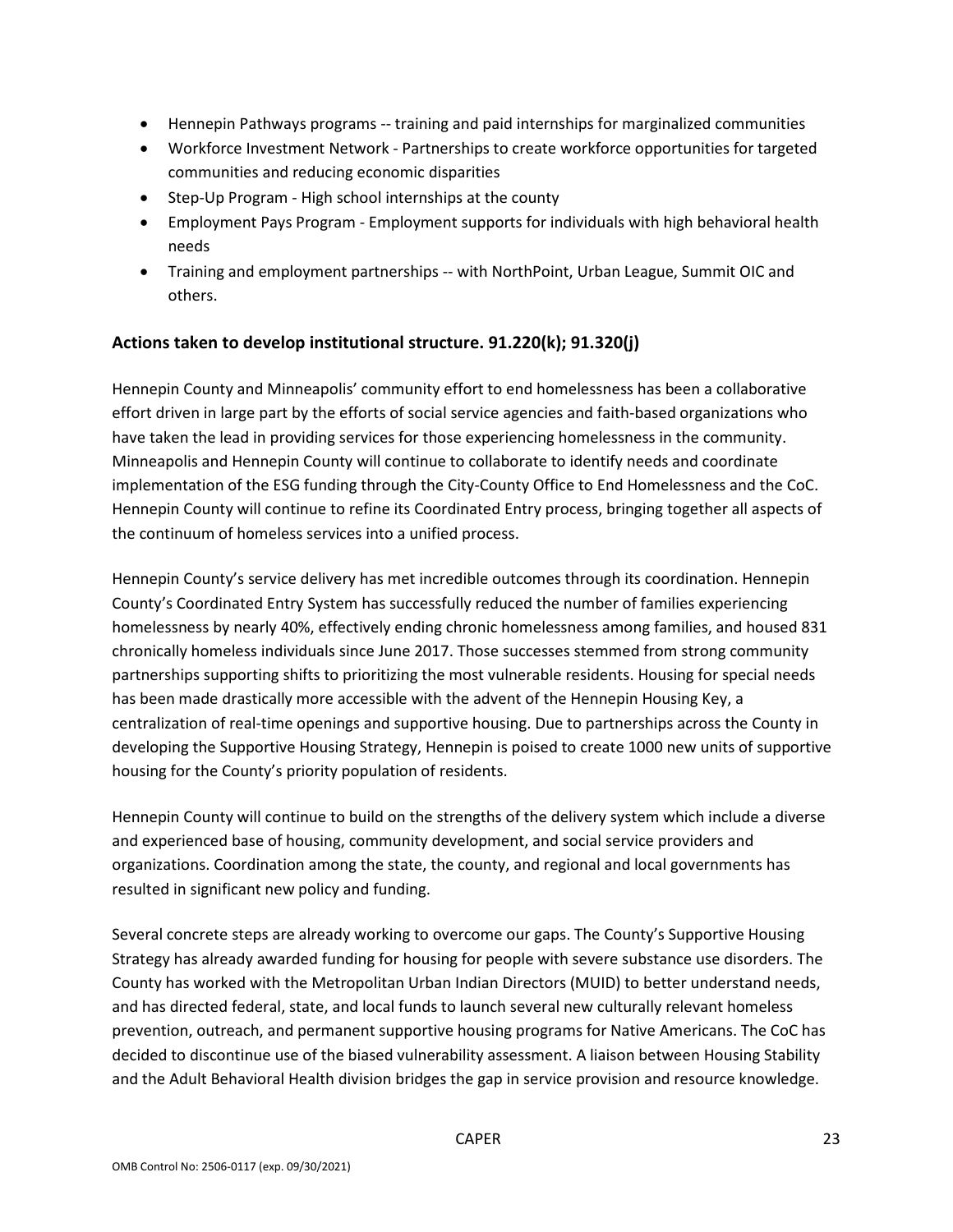- Hennepin Pathways programs -- training and paid internships for marginalized communities
- Workforce Investment Network - Partnerships to create workforce opportunities for targeted communities and reducing economic disparities
- Step-Up Program - High school internships at the county
- Employment Pays Program - Employment supports for individuals with high behavioral health needs
- Training and employment partnerships -- with NorthPoint, Urban League, Summit OIC and others.

### Actions taken to develop institutional structure. 91.220(k); 91.320(j)

Hennepin County and Minneapolis' community effort to end homelessness has been a collaborative effort driven in large part by the efforts of social service agencies and faith-based organizations who have taken the lead in providing services for those experiencing homelessness in the community. Minneapolis and Hennepin County will continue to collaborate to identify needs and coordinate implementation of the ESG funding through the City-County Office to End Homelessness and the CoC. Hennepin County will continue to refine its Coordinated Entry process, bringing together all aspects of the continuum of homeless services into a unified process.

Hennepin County's service delivery has met incredible outcomes through its coordination. Hennepin County's Coordinated Entry System has successfully reduced the number of families experiencing homelessness by nearly 40%, effectively ending chronic homelessness among families, and housed 831 chronically homeless individuals since June 2017. Those successes stemmed from strong community partnerships supporting shifts to prioritizing the most vulnerable residents. Housing for special needs has been made drastically more accessible with the advent of the Hennepin Housing Key, a centralization of real-time openings and supportive housing. Due to partnerships across the County in developing the Supportive Housing Strategy, Hennepin is poised to create 1000 new units of supportive housing for the County's priority population of residents.

Hennepin County will continue to build on the strengths of the delivery system which include a diverse and experienced base of housing, community development, and social service providers and organizations. Coordination among the state, the county, and regional and local governments has resulted in significant new policy and funding.

Several concrete steps are already working to overcome our gaps. The County's Supportive Housing Strategy has already awarded funding for housing for people with severe substance use disorders. The County has worked with the Metropolitan Urban Indian Directors (MUID) to better understand needs, and has directed federal, state, and local funds to launch several new culturally relevant homeless prevention, outreach, and permanent supportive housing programs for Native Americans. The CoC has decided to discontinue use of the biased vulnerability assessment. A liaison between Housing Stability and the Adult Behavioral Health division bridges the gap in service provision and resource knowledge.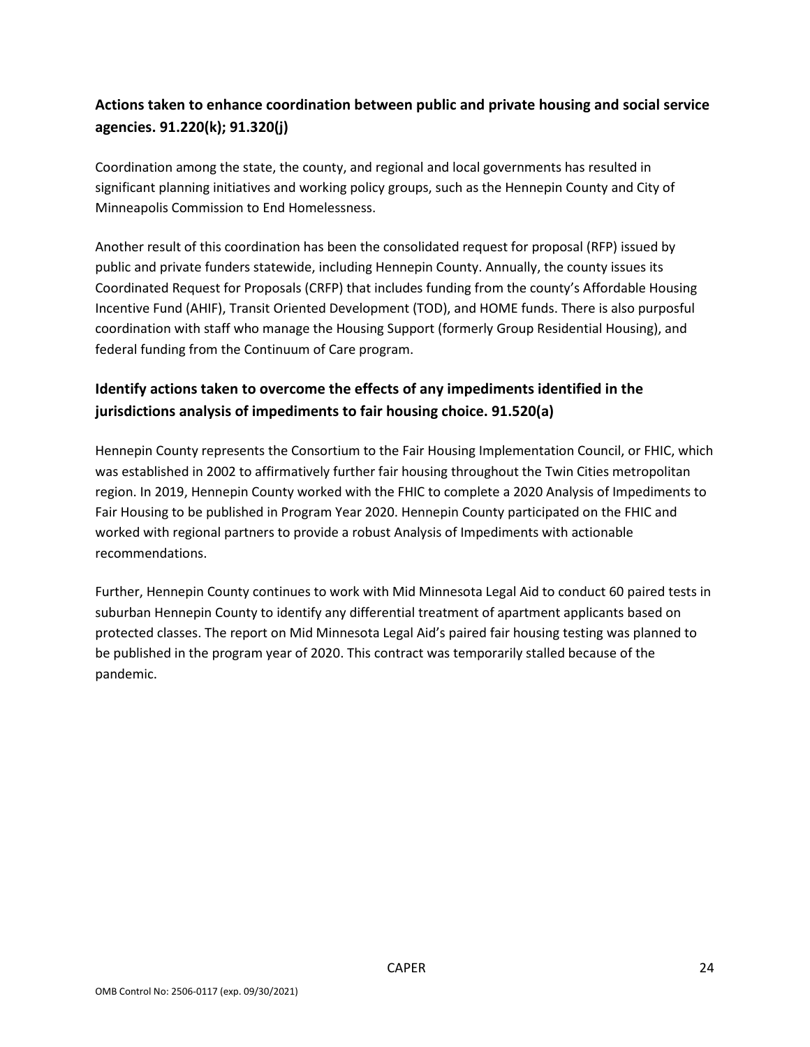## Actions taken to enhance coordination between public and private housing and social service agencies. 91.220(k); 91.320(j)

Coordination among the state, the county, and regional and local governments has resulted in significant planning initiatives and working policy groups, such as the Hennepin County and City of Minneapolis Commission to End Homelessness.

Another result of this coordination has been the consolidated request for proposal (RFP) issued by public and private funders statewide, including Hennepin County. Annually, the county issues its Coordinated Request for Proposals (CRFP) that includes funding from the county's Affordable Housing Incentive Fund (AHIF), Transit Oriented Development (TOD), and HOME funds. There is also purposeful coordination with staff who manage the Housing Support (formerly Group Residential Housing), and federal funding from the Continuum of Care program.

## Identify actions taken to overcome the effects of any impediments identified in the jurisdictions analysis of impediments to fair housing choice. 91.520(a)

Hennepin County represents the Consortium to the Fair Housing Implementation Council, or FHIC, which was established in 2002 to affirmatively further fair housing throughout the Twin Cities metropolitan region. In 2019, Hennepin County worked with the FHIC to complete a 2020 Analysis of Impediments to Fair Housing to be published in Program Year 2020. Hennepin County participated on the FHIC and worked with regional partners to provide a robust Analysis of Impediments with actionable recommendations.

Further, Hennepin County continues to work with Mid Minnesota Legal Aid to conduct 60 paired tests in suburban Hennepin County to identify any differential treatment of apartment applicants based on protected classes. The report on Mid Minnesota Legal Aid's paired fair housing testing was planned to be published in the program year of 2020. This contract was temporarily stalled because of the pandemic.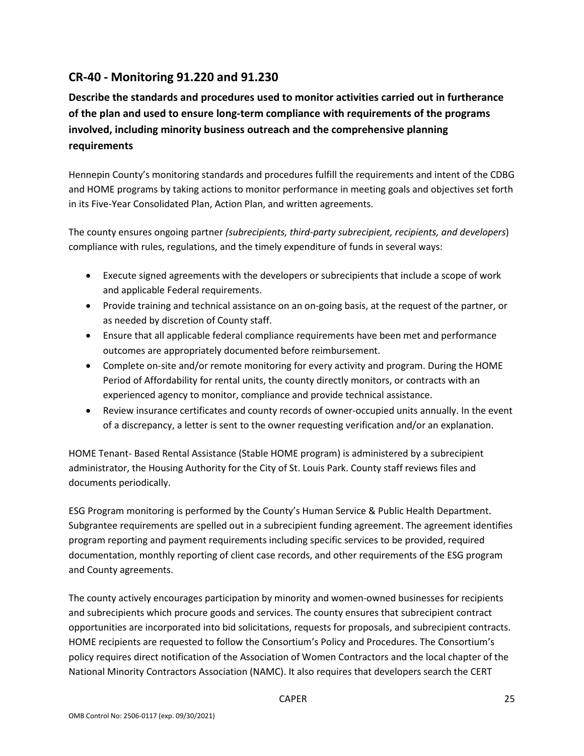## CR-40 - Monitoring 91.220 and 91.230

**Describe the standards and procedures used to monitor activities carried out in furtherance of the plan and used to ensure long-term compliance with requirements of the programs involved, including minority business outreach and the comprehensive planning requirements**

Hennepin County's monitoring standards and procedures fulfill the requirements and intent of the CDBG and HOME programs by taking actions to monitor performance in meeting goals and objectives set forth in its Five-Year Consolidated Plan, Action Plan, and written agreements.

The county ensures ongoing partner *(subrecipients, third-party subrecipient, recipients, and developers*) compliance with rules, regulations, and the timely expenditure of funds in several ways:

- Execute signed agreements with the developers or subrecipients that include a scope of work and applicable Federal requirements.
- Provide training and technical assistance on an on-going basis, at the request of the partner, or as needed by discretion of County staff.
- Ensure that all applicable federal compliance requirements have been met and performance outcomes are appropriately documented before reimbursement.
- Complete on-site and/or remote monitoring for every activity and program. During the HOME Period of Affordability for rental units, the county directly monitors, or contracts with an experienced agency to monitor, compliance and provide technical assistance.
- Review insurance certificates and county records of owner-occupied units annually. In the event of a discrepancy, a letter is sent to the owner requesting verification and/or an explanation.

HOME Tenant- Based Rental Assistance (Stable HOME program) is administered by a subrecipient administrator, the Housing Authority for the City of St. Louis Park. County staff reviews files and documents periodically.

ESG Program monitoring is performed by the County's Human Service & Public Health Department. Subgrantee requirements are spelled out in a subrecipient funding agreement. The agreement identifies program reporting and payment requirements including specific services to be provided, required documentation, monthly reporting of client case records, and other requirements of the ESG program and County agreements.

The county actively encourages participation by minority and women-owned businesses for recipients and subrecipients which procure goods and services. The county ensures that subrecipient contract opportunities are incorporated into bid solicitations, requests for proposals, and subrecipient contracts. HOME recipients are requested to follow the Consortium's Policy and Procedures. The Consortium's policy requires direct notification of the Association of Women Contractors and the local chapter of the National Minority Contractors Association (NAMC). It also requires that developers search the CERT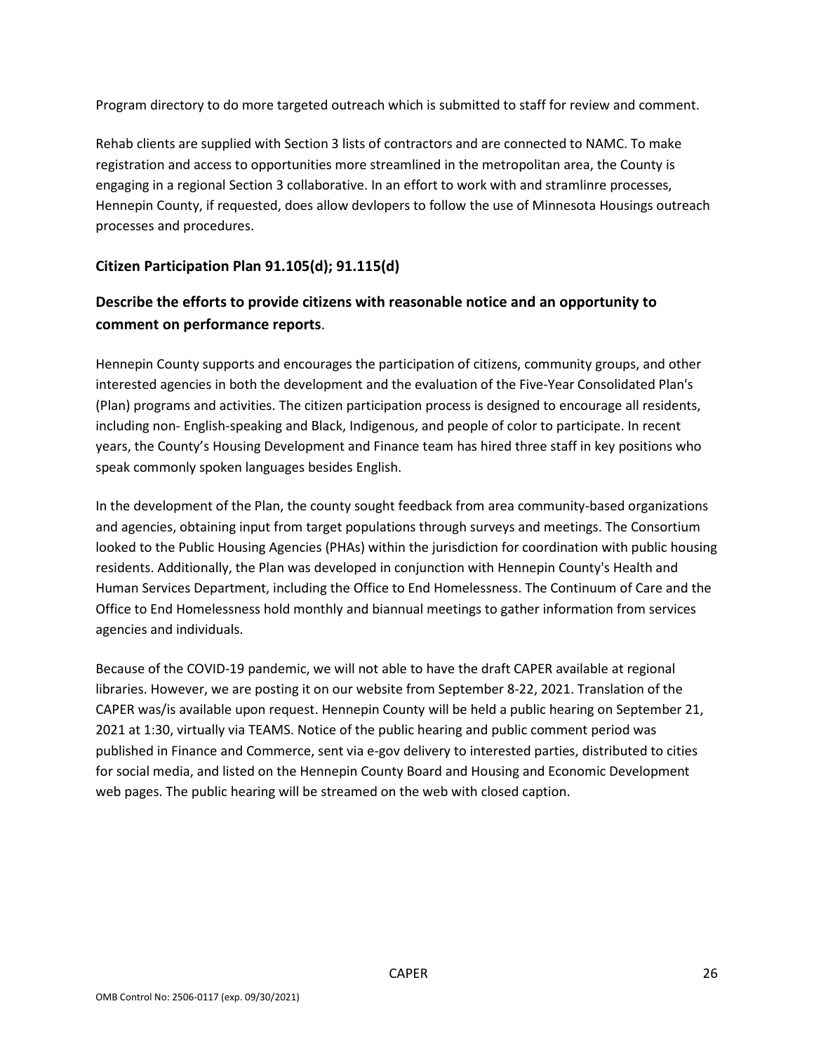Program directory to do more targeted outreach which is submitted to staff for review and comment.

Rehab clients are supplied with Section 3 lists of contractors and are connected to NAMC. To make registration and access to opportunities more streamlined in the metropolitan area, the County is engaging in a regional Section 3 collaborative. In an effort to work with and stramlinre processes, Hennepin County, if requested, does allow devlopers to follow the use of Minnesota Housings outreach processes and procedures.

## Citizen Participation Plan 91.105(d); 91.115(d)

## Describe the efforts to provide citizens with reasonable notice and an opportunity to comment on performance reports.

Hennepin County supports and encourages the participation of citizens, community groups, and other interested agencies in both the development and the evaluation of the Five-Year Consolidated Plan's (Plan) programs and activities. The citizen participation process is designed to encourage all residents, including non- English-speaking and Black, Indigenous, and people of color to participate. In recent years, the County's Housing Development and Finance team has hired three staff in key positions who speak commonly spoken languages besides English.

In the development of the Plan, the county sought feedback from area community-based organizations and agencies, obtaining input from target populations through surveys and meetings. The Consortium looked to the Public Housing Agencies (PHAs) within the jurisdiction for coordination with public housing residents. Additionally, the Plan was developed in conjunction with Hennepin County's Health and Human Services Department, including the Office to End Homelessness. The Continuum of Care and the Office to End Homelessness hold monthly and biannual meetings to gather information from services agencies and individuals.

Because of the COVID-19 pandemic, we will not able to have the draft CAPER available at regional libraries. However, we are posting it on our website from September 8-22, 2021. Translation of the CAPER was/is available upon request. Hennepin County will be held a public hearing on September 21, 2021 at 1:30, virtually via TEAMS. Notice of the public hearing and public comment period was published in Finance and Commerce, sent via e-gov delivery to interested parties, distributed to cities for social media, and listed on the Hennepin County Board and Housing and Economic Development web pages. The public hearing will be streamed on the web with closed caption.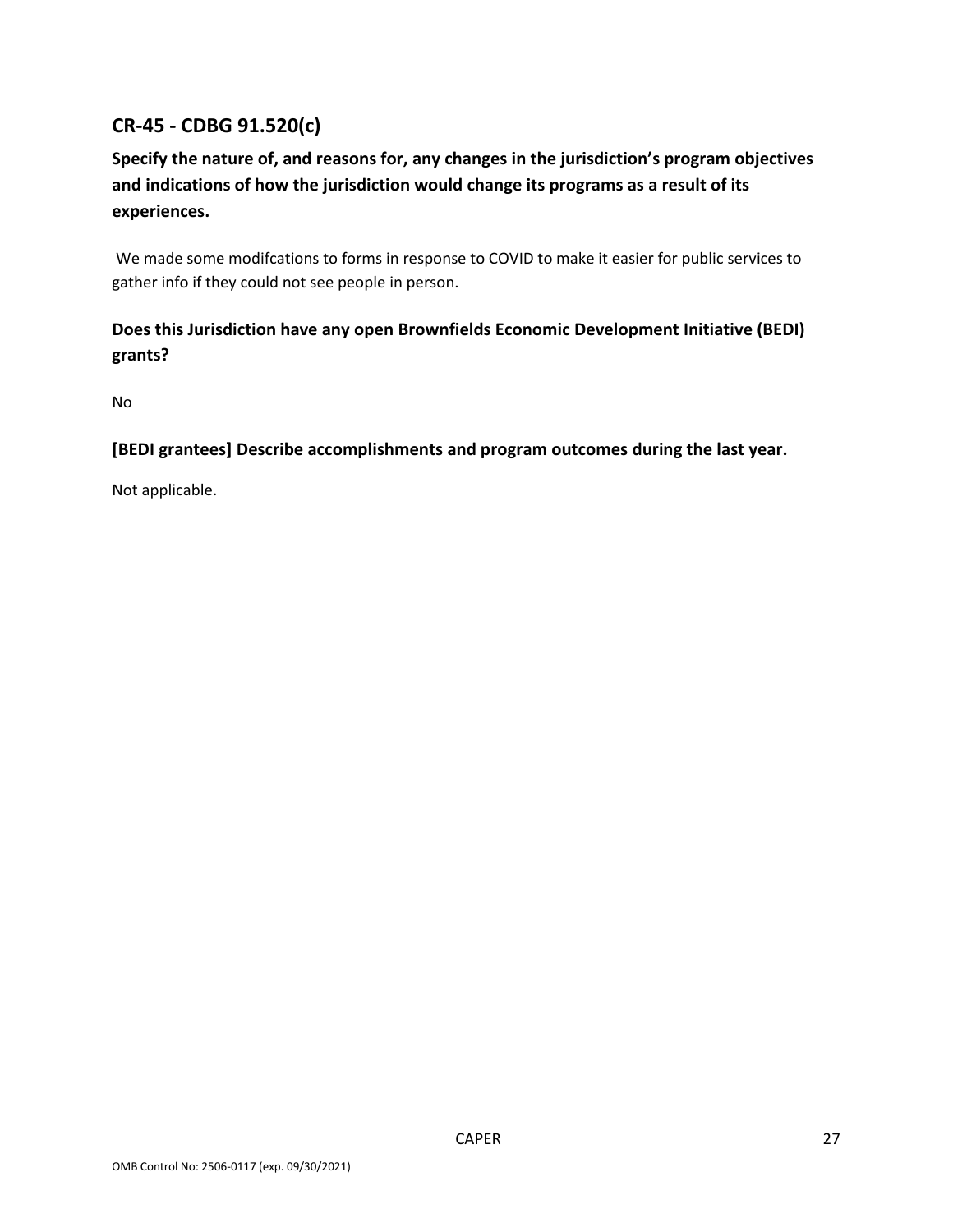## CR-45 - CDBG 91.520(c)

**Specify the nature of, and reasons for, any changes in the jurisdiction's program objectives and indications of how the jurisdiction would change its programs as a result of its experiences.**

We made some modifcations to forms in response to COVID to make it easier for public services to gather info if they could not see people in person.

**Does this Jurisdiction have any open Brownfields Economic Development Initiative (BEDI) grants?**

No

**[BEDI grantees] Describe accomplishments and program outcomes during the last year.**

Not applicable.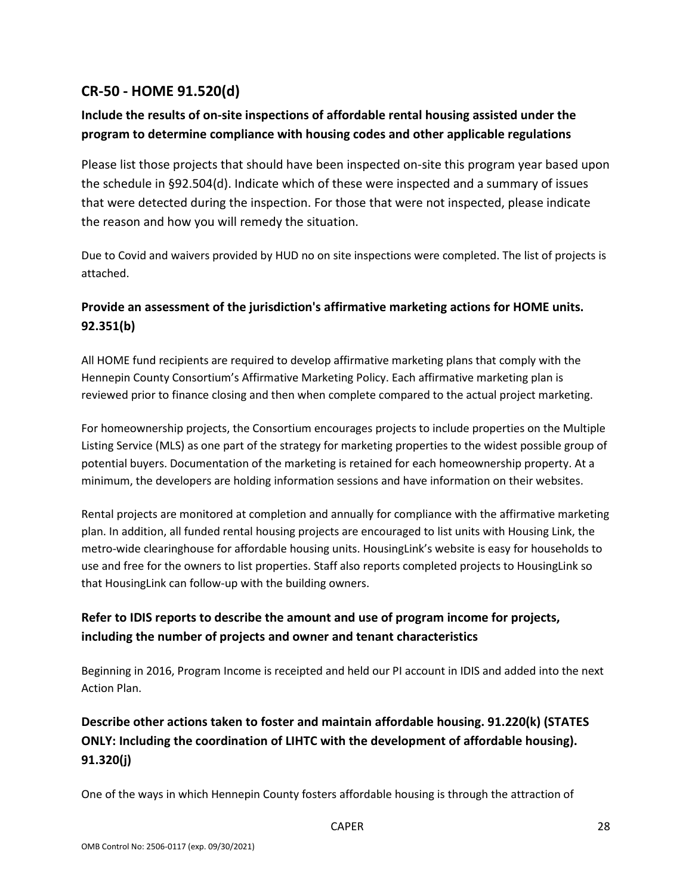## CR-50 - HOME 91.520(d)

### Include the results of on-site inspections of affordable rental housing assisted under the program to determine compliance with housing codes and other applicable regulations

Please list those projects that should have been inspected on-site this program year based upon the schedule in §92.504(d). Indicate which of these were inspected and a summary of issues that were detected during the inspection. For those that were not inspected, please indicate the reason and how you will remedy the situation.

Due to Covid and waivers provided by HUD no on site inspections were completed. The list of projects is attached.

### Provide an assessment of the jurisdiction's affirmative marketing actions for HOME units. 92.351(b)

All HOME fund recipients are required to develop affirmative marketing plans that comply with the Hennepin County Consortium's Affirmative Marketing Policy. Each affirmative marketing plan is reviewed prior to finance closing and then when complete compared to the actual project marketing.

For homeownership projects, the Consortium encourages projects to include properties on the Multiple Listing Service (MLS) as one part of the strategy for marketing properties to the widest possible group of potential buyers. Documentation of the marketing is retained for each homeownership property. At a minimum, the developers are holding information sessions and have information on their websites.

Rental projects are monitored at completion and annually for compliance with the affirmative marketing plan. In addition, all funded rental housing projects are encouraged to list units with Housing Link, the metro-wide clearinghouse for affordable housing units. HousingLink's website is easy for households to use and free for the owners to list properties. Staff also reports completed projects to HousingLink so that HousingLink can follow-up with the building owners.

### Refer to IDIS reports to describe the amount and use of program income for projects, including the number of projects and owner and tenant characteristics

Beginning in 2016, Program Income is receipted and held our PI account in IDIS and added into the next Action Plan.

### Describe other actions taken to foster and maintain affordable housing. 91.220(k) (STATES ONLY: Including the coordination of LIHTC with the development of affordable housing). 91.320(j)

One of the ways in which Hennepin County fosters affordable housing is through the attraction of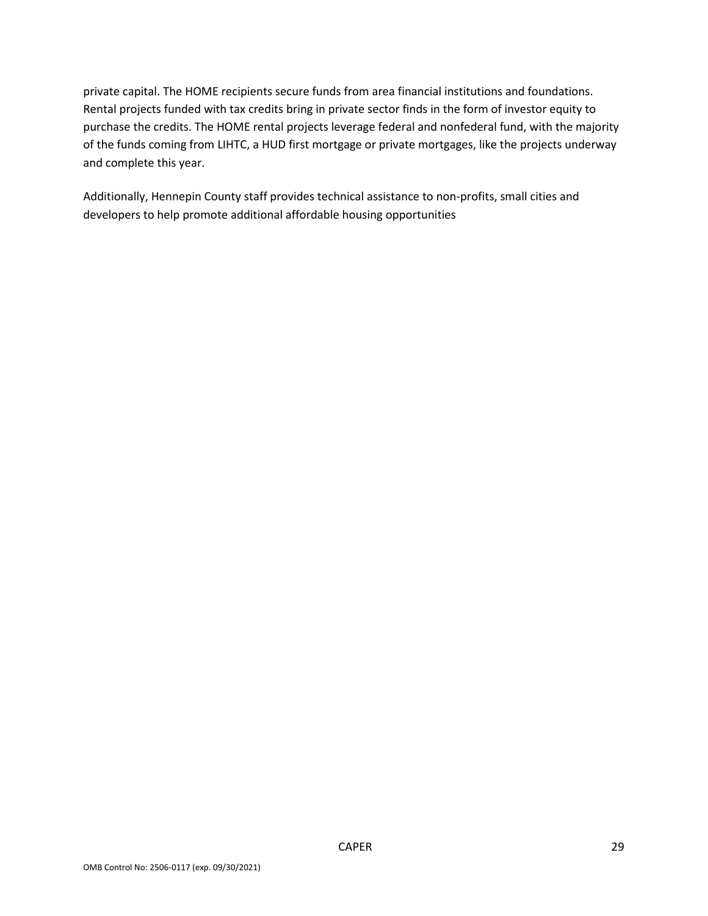private capital. The HOME recipients secure funds from area financial institutions and foundations. Rental projects funded with tax credits bring in private sector finds in the form of investor equity to purchase the credits. The HOME rental projects leverage federal and nonfederal fund, with the majority of the funds coming from LIHTC, a HUD first mortgage or private mortgages, like the projects underway and complete this year.

Additionally, Hennepin County staff provides technical assistance to non-profits, small cities and developers to help promote additional affordable housing opportunities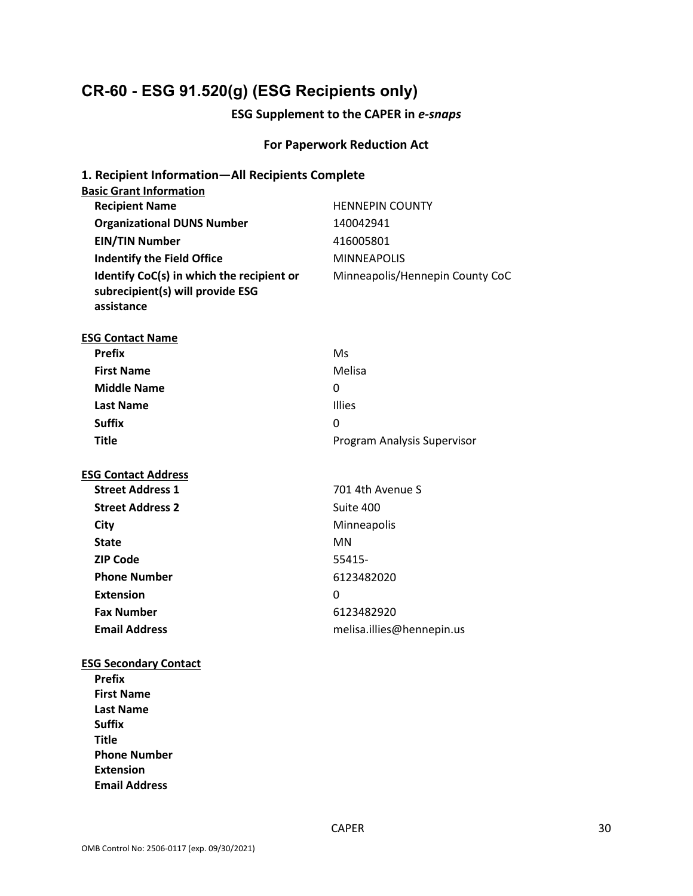# CR-60 - ESG 91.520(g) (ESG Recipients only)

**ESG Supplement to the CAPER in *e-snaps***

**For Paperwork Reduction Act**

## 1. Recipient Information—All Recipients Complete

**Basic Grant Information**

| | |
|---|---|
| **Recipient Name** | HENNEPIN COUNTY |
| **Organizational DUNS Number** | 140042941 |
| **EIN/TIN Number** | 416005801 |
| **Indentify the Field Office** | MINNEAPOLIS |
| **Identify CoC(s) in which the recipient or subrecipient(s) will provide ESG assistance** | Minneapolis/Hennepin County CoC |

**ESG Contact Name**

| | |
|---|---|
| **Prefix** | Ms |
| **First Name** | Melisa |
| **Middle Name** | 0 |
| **Last Name** | Illies |
| **Suffix** | 0 |
| **Title** | Program Analysis Supervisor |

**ESG Contact Address**

| | |
|---|---|
| **Street Address 1** | 701 4th Avenue S |
| **Street Address 2** | Suite 400 |
| **City** | Minneapolis |
| **State** | MN |
| **ZIP Code** | 55415- |
| **Phone Number** | 6123482020 |
| **Extension** | 0 |
| **Fax Number** | 6123482920 |
| **Email Address** | melisa.illies@hennepin.us |

**ESG Secondary Contact**

**Prefix**
**First Name**
**Last Name**
**Suffix**
**Title**
**Phone Number**
**Extension**
**Email Address**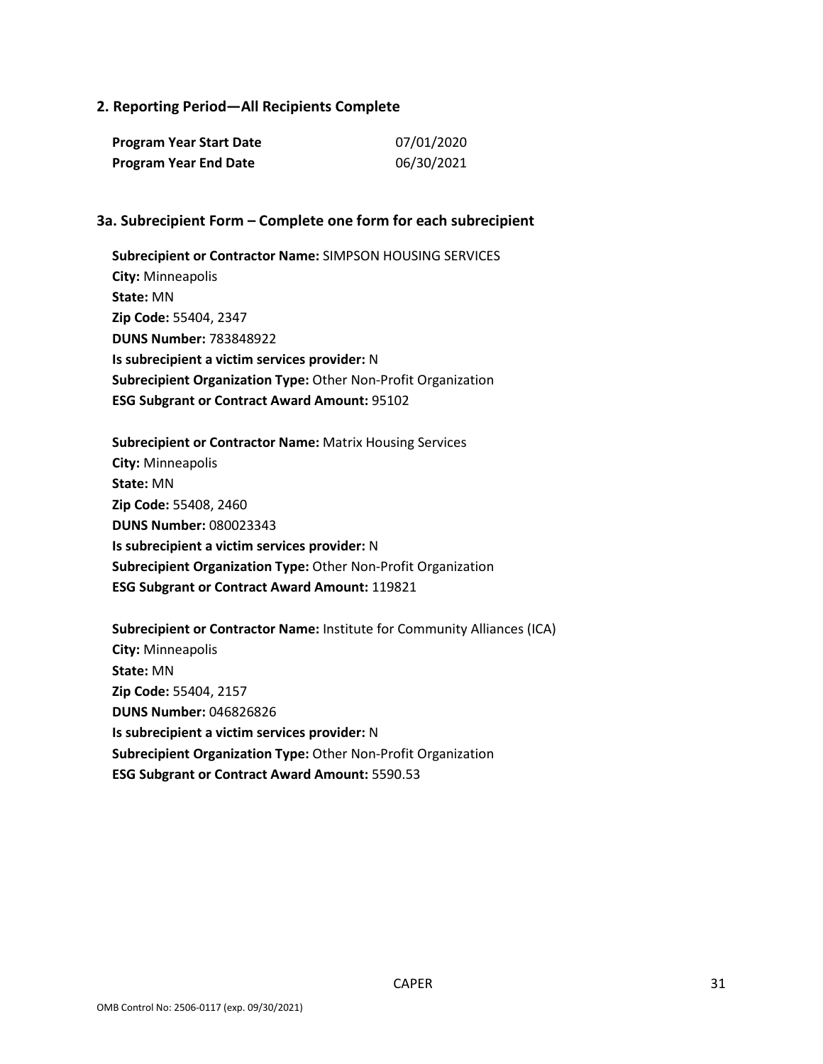## 2. Reporting Period—All Recipients Complete

| | |
|---|---|
| **Program Year Start Date** | 07/01/2020 |
| **Program Year End Date** | 06/30/2021 |

## 3a. Subrecipient Form – Complete one form for each subrecipient

**Subrecipient or Contractor Name:** SIMPSON HOUSING SERVICES
**City:** Minneapolis
**State:** MN
**Zip Code:** 55404, 2347
**DUNS Number:** 783848922
**Is subrecipient a victim services provider:** N
**Subrecipient Organization Type:** Other Non-Profit Organization
**ESG Subgrant or Contract Award Amount:** 95102

**Subrecipient or Contractor Name:** Matrix Housing Services
**City:** Minneapolis
**State:** MN
**Zip Code:** 55408, 2460
**DUNS Number:** 080023343
**Is subrecipient a victim services provider:** N
**Subrecipient Organization Type:** Other Non-Profit Organization
**ESG Subgrant or Contract Award Amount:** 119821

**Subrecipient or Contractor Name:** Institute for Community Alliances (ICA)
**City:** Minneapolis
**State:** MN
**Zip Code:** 55404, 2157
**DUNS Number:** 046826826
**Is subrecipient a victim services provider:** N
**Subrecipient Organization Type:** Other Non-Profit Organization
**ESG Subgrant or Contract Award Amount:** 5590.53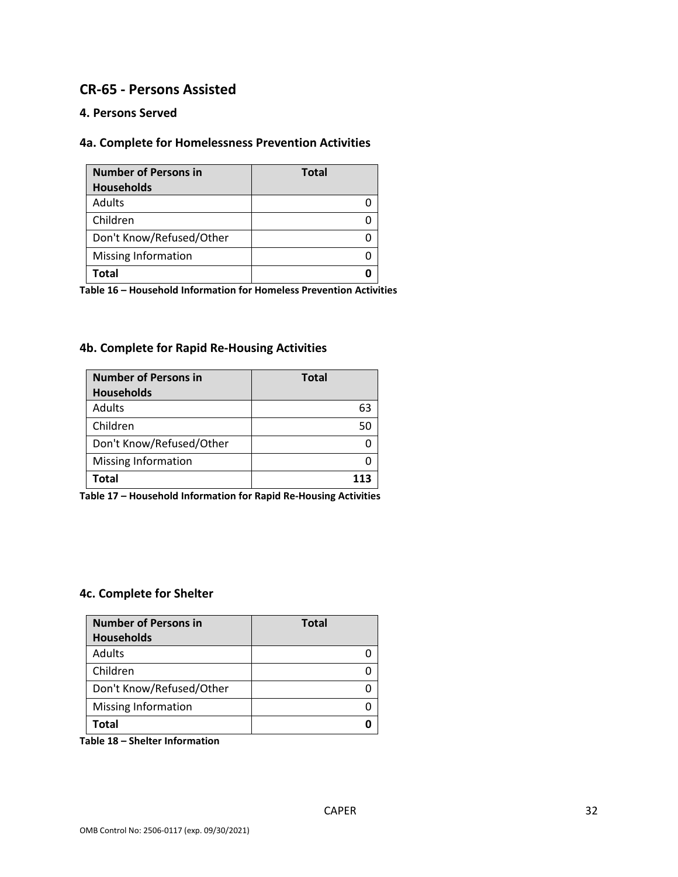## CR-65 - Persons Assisted

### 4. Persons Served

### 4a. Complete for Homelessness Prevention Activities

| Number of Persons in Households | Total |
|---|---|
| Adults | 0 |
| Children | 0 |
| Don't Know/Refused/Other | 0 |
| Missing Information | 0 |
| **Total** | **0** |

**Table 16 – Household Information for Homeless Prevention Activities**

### 4b. Complete for Rapid Re-Housing Activities

| Number of Persons in Households | Total |
|---|---|
| Adults | 63 |
| Children | 50 |
| Don't Know/Refused/Other | 0 |
| Missing Information | 0 |
| **Total** | **113** |

**Table 17 – Household Information for Rapid Re-Housing Activities**

### 4c. Complete for Shelter

| Number of Persons in Households | Total |
|---|---|
| Adults | 0 |
| Children | 0 |
| Don't Know/Refused/Other | 0 |
| Missing Information | 0 |
| **Total** | **0** |

**Table 18 – Shelter Information**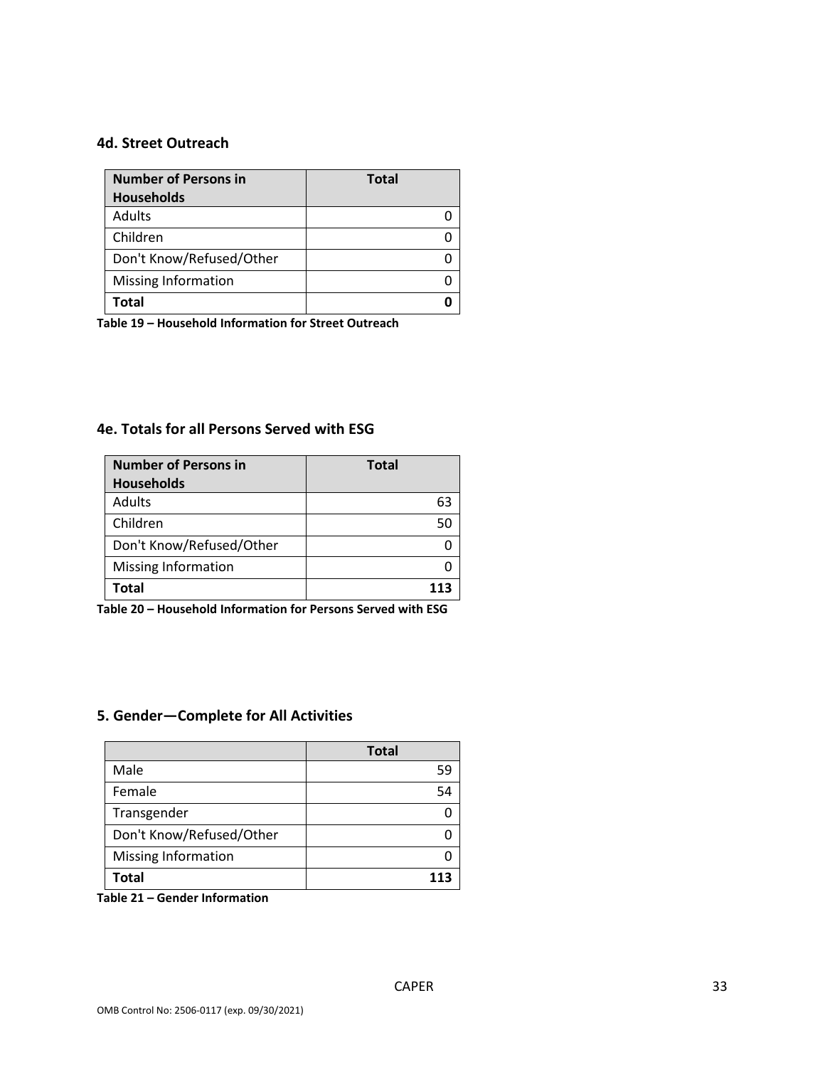### 4d. Street Outreach

| Number of Persons in Households | Total |
|---|---|
| Adults | 0 |
| Children | 0 |
| Don't Know/Refused/Other | 0 |
| Missing Information | 0 |
| **Total** | **0** |

**Table 19 – Household Information for Street Outreach**

### 4e. Totals for all Persons Served with ESG

| Number of Persons in Households | Total |
|---|---|
| Adults | 63 |
| Children | 50 |
| Don't Know/Refused/Other | 0 |
| Missing Information | 0 |
| **Total** | **113** |

**Table 20 – Household Information for Persons Served with ESG**

## 5. Gender—Complete for All Activities

| | Total |
|---|---|
| Male | 59 |
| Female | 54 |
| Transgender | 0 |
| Don't Know/Refused/Other | 0 |
| Missing Information | 0 |
| **Total** | **113** |

**Table 21 – Gender Information**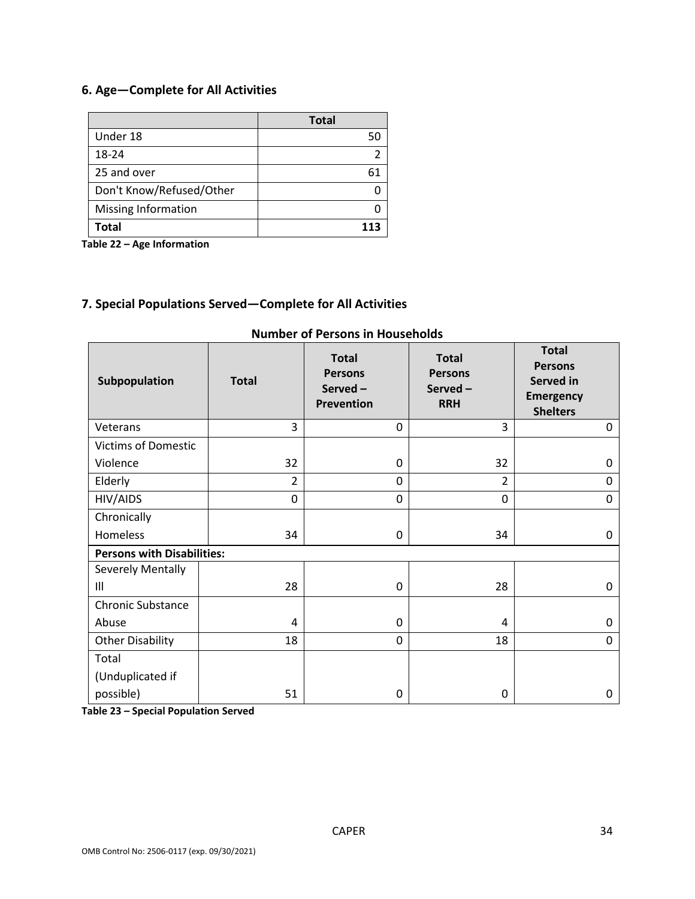## 6. Age—Complete for All Activities

| | Total |
|---|---|
| Under 18 | 50 |
| 18-24 | 2 |
| 25 and over | 61 |
| Don't Know/Refused/Other | 0 |
| Missing Information | 0 |
| **Total** | **113** |

**Table 22 – Age Information**

## 7. Special Populations Served—Complete for All Activities

**Number of Persons in Households**

| Subpopulation | Total | Total Persons Served – Prevention | Total Persons Served – RRH | Total Persons Served in Emergency Shelters |
|---|---|---|---|---|
| Veterans | 3 | 0 | 3 | 0 |
| Victims of Domestic Violence | 32 | 0 | 32 | 0 |
| Elderly | 2 | 0 | 2 | 0 |
| HIV/AIDS | 0 | 0 | 0 | 0 |
| Chronically Homeless | 34 | 0 | 34 | 0 |
| **Persons with Disabilities:** | | | | |
| Severely Mentally Ill | 28 | 0 | 28 | 0 |
| Chronic Substance Abuse | 4 | 0 | 4 | 0 |
| Other Disability | 18 | 0 | 18 | 0 |
| Total (Unduplicated if possible) | 51 | 0 | 0 | 0 |

**Table 23 – Special Population Served**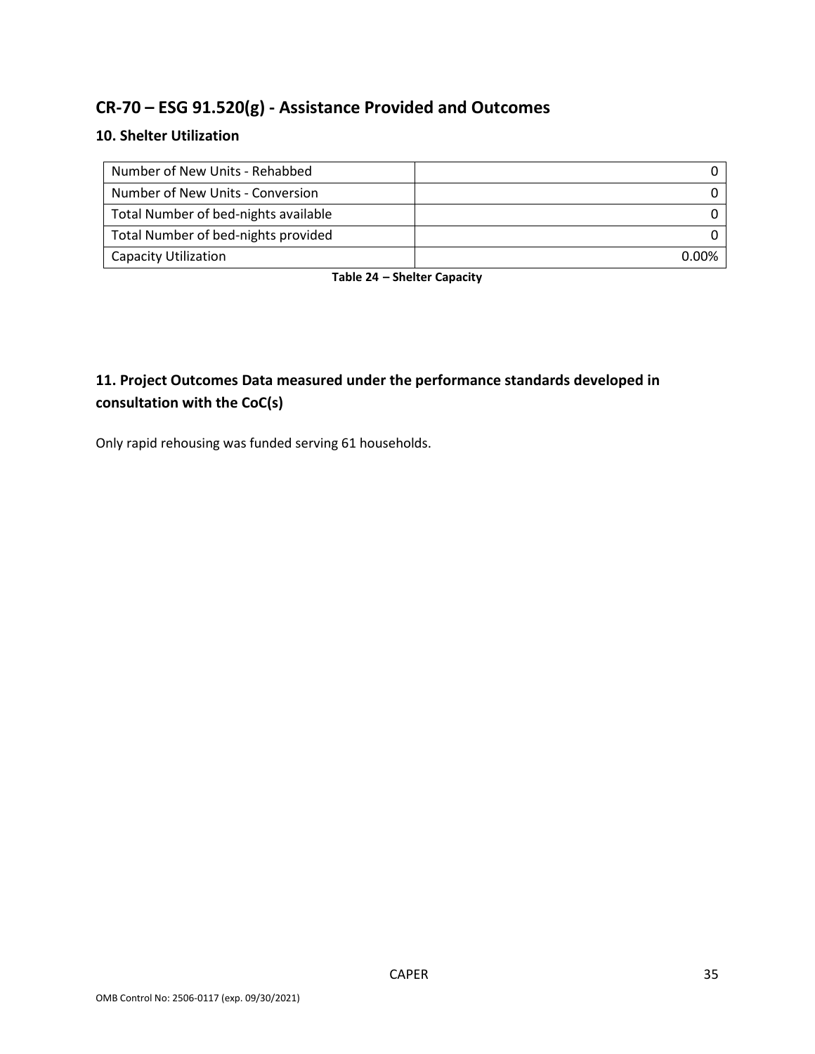## CR-70 – ESG 91.520(g) - Assistance Provided and Outcomes

### 10. Shelter Utilization

| | |
|---|---|
| Number of New Units - Rehabbed | 0 |
| Number of New Units - Conversion | 0 |
| Total Number of bed-nights available | 0 |
| Total Number of bed-nights provided | 0 |
| Capacity Utilization | 0.00% |

**Table 24 – Shelter Capacity**

### 11. Project Outcomes Data measured under the performance standards developed in consultation with the CoC(s)

Only rapid rehousing was funded serving 61 households.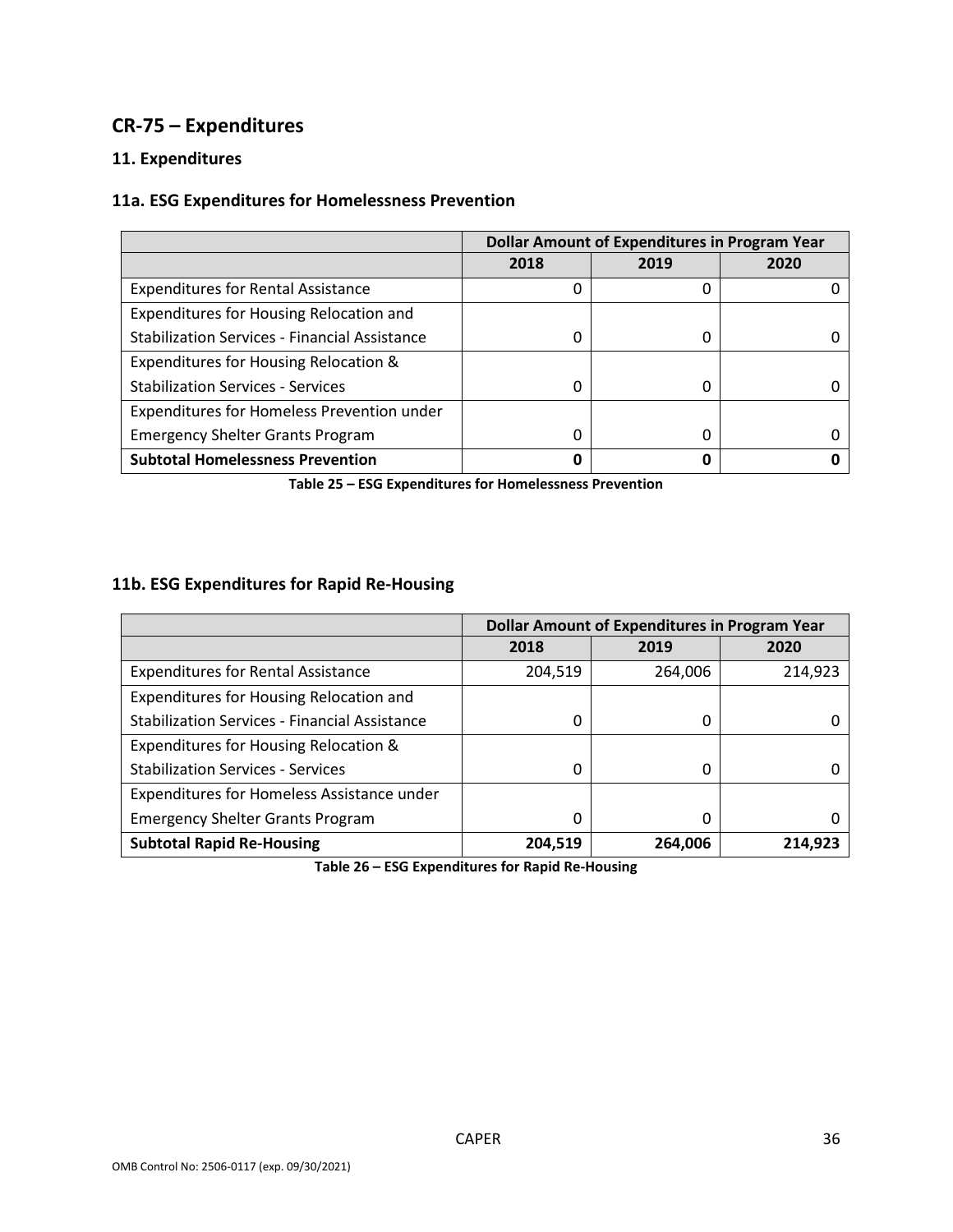## CR-75 – Expenditures

### 11. Expenditures

### 11a. ESG Expenditures for Homelessness Prevention

| | Dollar Amount of Expenditures in Program Year | | |
|---|---|---|---|
| | 2018 | 2019 | 2020 |
| Expenditures for Rental Assistance | 0 | 0 | 0 |
| Expenditures for Housing Relocation and Stabilization Services - Financial Assistance | 0 | 0 | 0 |
| Expenditures for Housing Relocation & Stabilization Services - Services | 0 | 0 | 0 |
| Expenditures for Homeless Prevention under Emergency Shelter Grants Program | 0 | 0 | 0 |
| **Subtotal Homelessness Prevention** | **0** | **0** | **0** |

**Table 25 – ESG Expenditures for Homelessness Prevention**

### 11b. ESG Expenditures for Rapid Re-Housing

| | Dollar Amount of Expenditures in Program Year | | |
|---|---|---|---|
| | 2018 | 2019 | 2020 |
| Expenditures for Rental Assistance | 204,519 | 264,006 | 214,923 |
| Expenditures for Housing Relocation and Stabilization Services - Financial Assistance | 0 | 0 | 0 |
| Expenditures for Housing Relocation & Stabilization Services - Services | 0 | 0 | 0 |
| Expenditures for Homeless Assistance under Emergency Shelter Grants Program | 0 | 0 | 0 |
| **Subtotal Rapid Re-Housing** | **204,519** | **264,006** | **214,923** |

**Table 26 – ESG Expenditures for Rapid Re-Housing**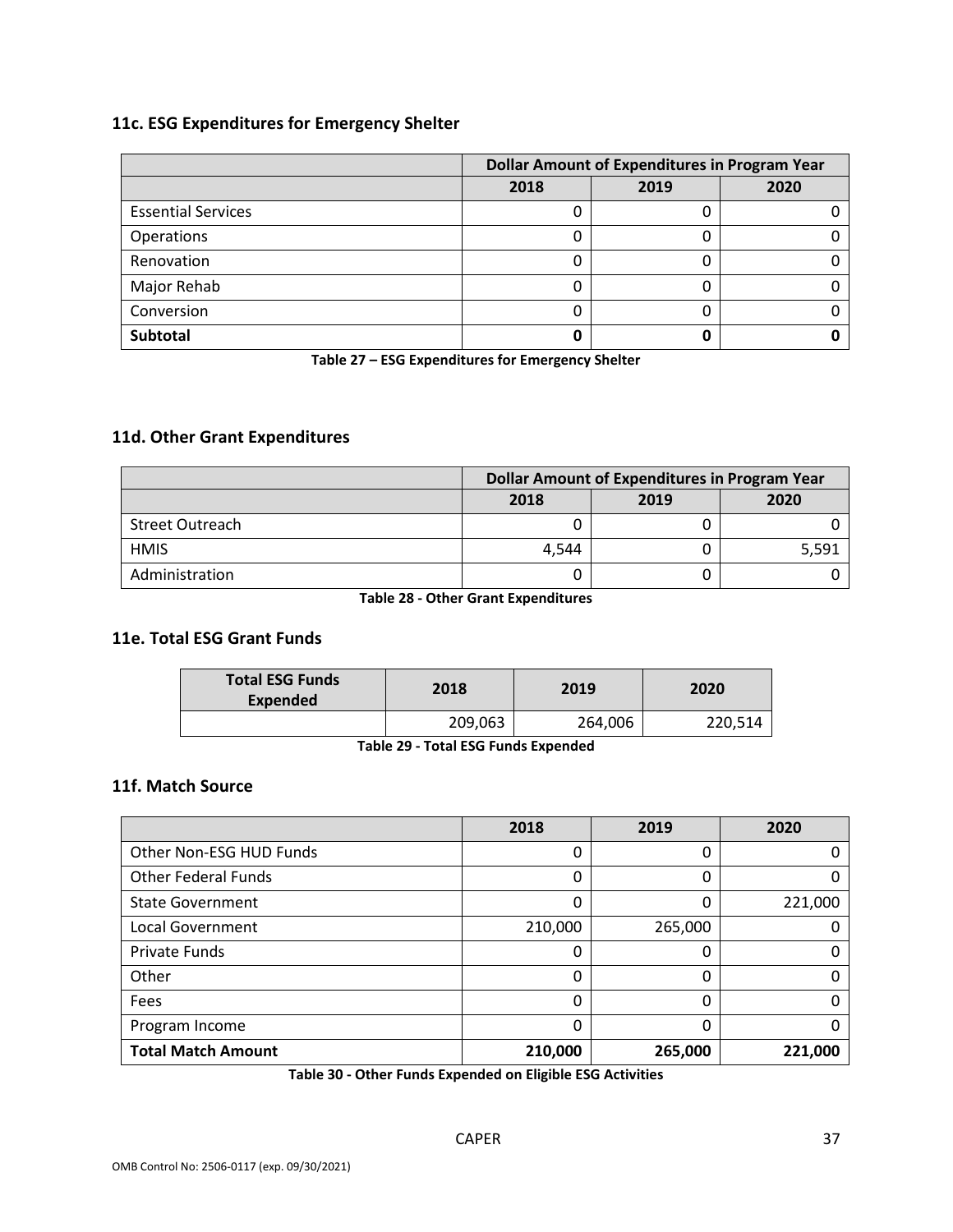### 11c. ESG Expenditures for Emergency Shelter

| | Dollar Amount of Expenditures in Program Year | | |
|---|---|---|---|
| | 2018 | 2019 | 2020 |
| Essential Services | 0 | 0 | 0 |
| Operations | 0 | 0 | 0 |
| Renovation | 0 | 0 | 0 |
| Major Rehab | 0 | 0 | 0 |
| Conversion | 0 | 0 | 0 |
| **Subtotal** | **0** | **0** | **0** |

**Table 27 – ESG Expenditures for Emergency Shelter**

### 11d. Other Grant Expenditures

| | Dollar Amount of Expenditures in Program Year | | |
|---|---|---|---|
| | 2018 | 2019 | 2020 |
| Street Outreach | 0 | 0 | 0 |
| HMIS | 4,544 | 0 | 5,591 |
| Administration | 0 | 0 | 0 |

**Table 28 - Other Grant Expenditures**

### 11e. Total ESG Grant Funds

| Total ESG Funds Expended | 2018 | 2019 | 2020 |
|---|---|---|---|
| | 209,063 | 264,006 | 220,514 |

**Table 29 - Total ESG Funds Expended**

### 11f. Match Source

| | 2018 | 2019 | 2020 |
|---|---|---|---|
| Other Non-ESG HUD Funds | 0 | 0 | 0 |
| Other Federal Funds | 0 | 0 | 0 |
| State Government | 0 | 0 | 221,000 |
| Local Government | 210,000 | 265,000 | 0 |
| Private Funds | 0 | 0 | 0 |
| Other | 0 | 0 | 0 |
| Fees | 0 | 0 | 0 |
| Program Income | 0 | 0 | 0 |
| **Total Match Amount** | **210,000** | **265,000** | **221,000** |

**Table 30 - Other Funds Expended on Eligible ESG Activities**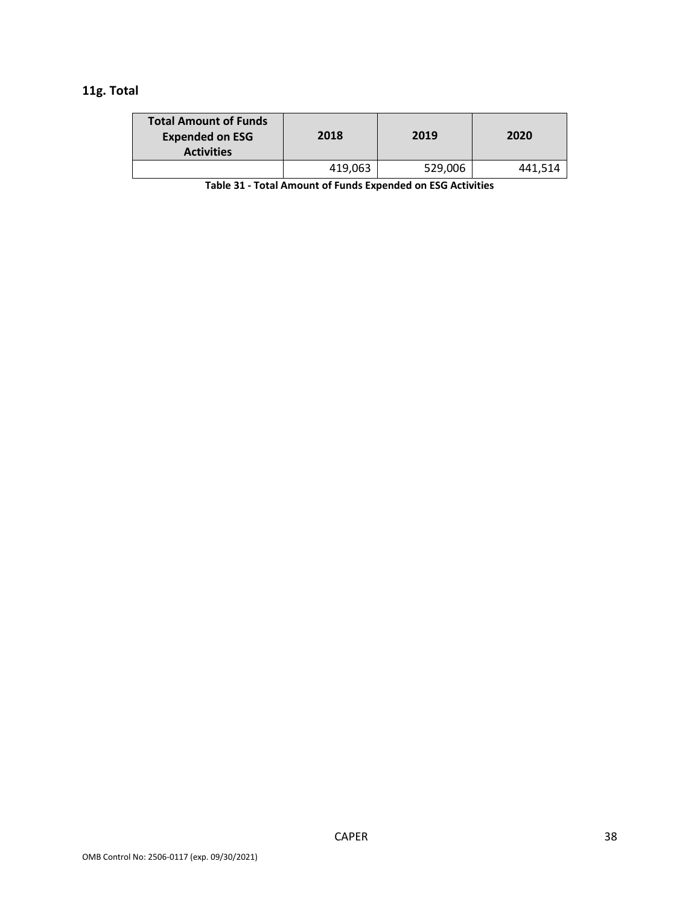### 11g. Total

| Total Amount of Funds Expended on ESG Activities | 2018 | 2019 | 2020 |
|---|---|---|---|
| | 419,063 | 529,006 | 441,514 |

**Table 31 - Total Amount of Funds Expended on ESG Activities**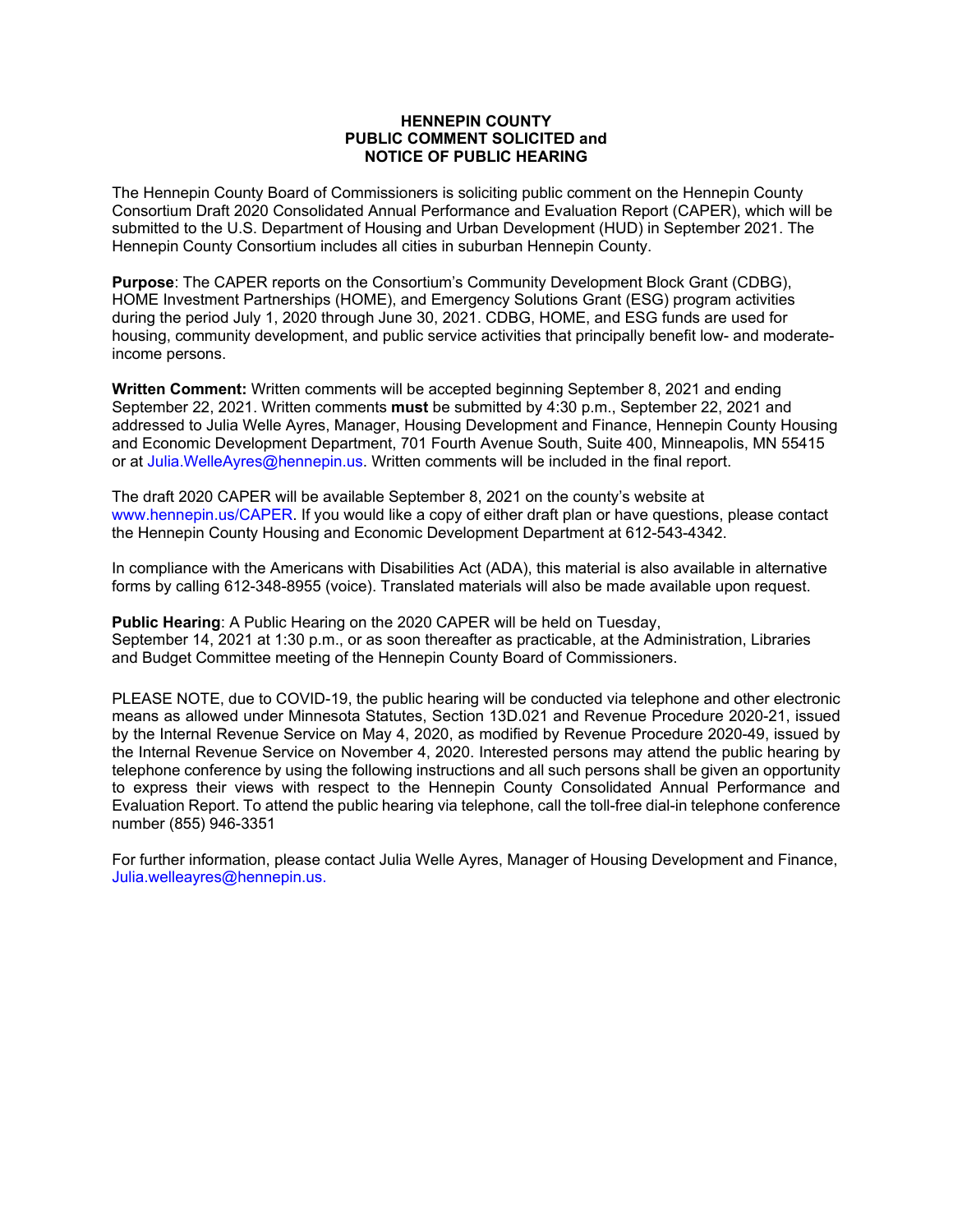**HENNEPIN COUNTY**
**PUBLIC COMMENT SOLICITED and**
**NOTICE OF PUBLIC HEARING**

The Hennepin County Board of Commissioners is soliciting public comment on the Hennepin County Consortium Draft 2020 Consolidated Annual Performance and Evaluation Report (CAPER), which will be submitted to the U.S. Department of Housing and Urban Development (HUD) in September 2021. The Hennepin County Consortium includes all cities in suburban Hennepin County.

**Purpose**: The CAPER reports on the Consortium's Community Development Block Grant (CDBG), HOME Investment Partnerships (HOME), and Emergency Solutions Grant (ESG) program activities during the period July 1, 2020 through June 30, 2021. CDBG, HOME, and ESG funds are used for housing, community development, and public service activities that principally benefit low- and moderate-income persons.

**Written Comment:** Written comments will be accepted beginning September 8, 2021 and ending September 22, 2021. Written comments **must** be submitted by 4:30 p.m., September 22, 2021 and addressed to Julia Welle Ayres, Manager, Housing Development and Finance, Hennepin County Housing and Economic Development Department, 701 Fourth Avenue South, Suite 400, Minneapolis, MN 55415 or at Julia.WelleAyres@hennepin.us. Written comments will be included in the final report.

The draft 2020 CAPER will be available September 8, 2021 on the county's website at www.hennepin.us/CAPER. If you would like a copy of either draft plan or have questions, please contact the Hennepin County Housing and Economic Development Department at 612-543-4342.

In compliance with the Americans with Disabilities Act (ADA), this material is also available in alternative forms by calling 612-348-8955 (voice). Translated materials will also be made available upon request.

**Public Hearing**: A Public Hearing on the 2020 CAPER will be held on Tuesday, September 14, 2021 at 1:30 p.m., or as soon thereafter as practicable, at the Administration, Libraries and Budget Committee meeting of the Hennepin County Board of Commissioners.

PLEASE NOTE, due to COVID-19, the public hearing will be conducted via telephone and other electronic means as allowed under Minnesota Statutes, Section 13D.021 and Revenue Procedure 2020-21, issued by the Internal Revenue Service on May 4, 2020, as modified by Revenue Procedure 2020-49, issued by the Internal Revenue Service on November 4, 2020. Interested persons may attend the public hearing by telephone conference by using the following instructions and all such persons shall be given an opportunity to express their views with respect to the Hennepin County Consolidated Annual Performance and Evaluation Report. To attend the public hearing via telephone, call the toll-free dial-in telephone conference number (855) 946-3351

For further information, please contact Julia Welle Ayres, Manager of Housing Development and Finance, Julia.welleayres@hennepin.us.